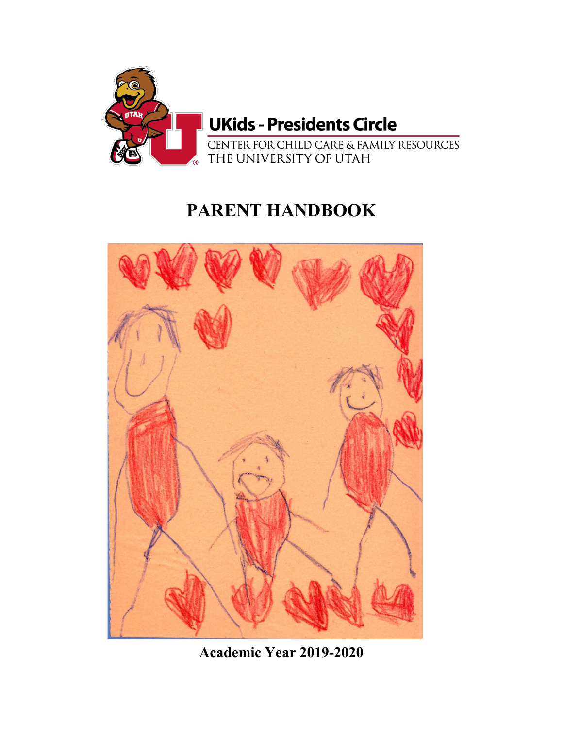UKids - Presidents Circle

CENTER FOR CHILD CARE & FAMILY RESOURCES
THE UNIVERSITY OF UTAH

# PARENT HANDBOOK

**Academic Year 2019-2020**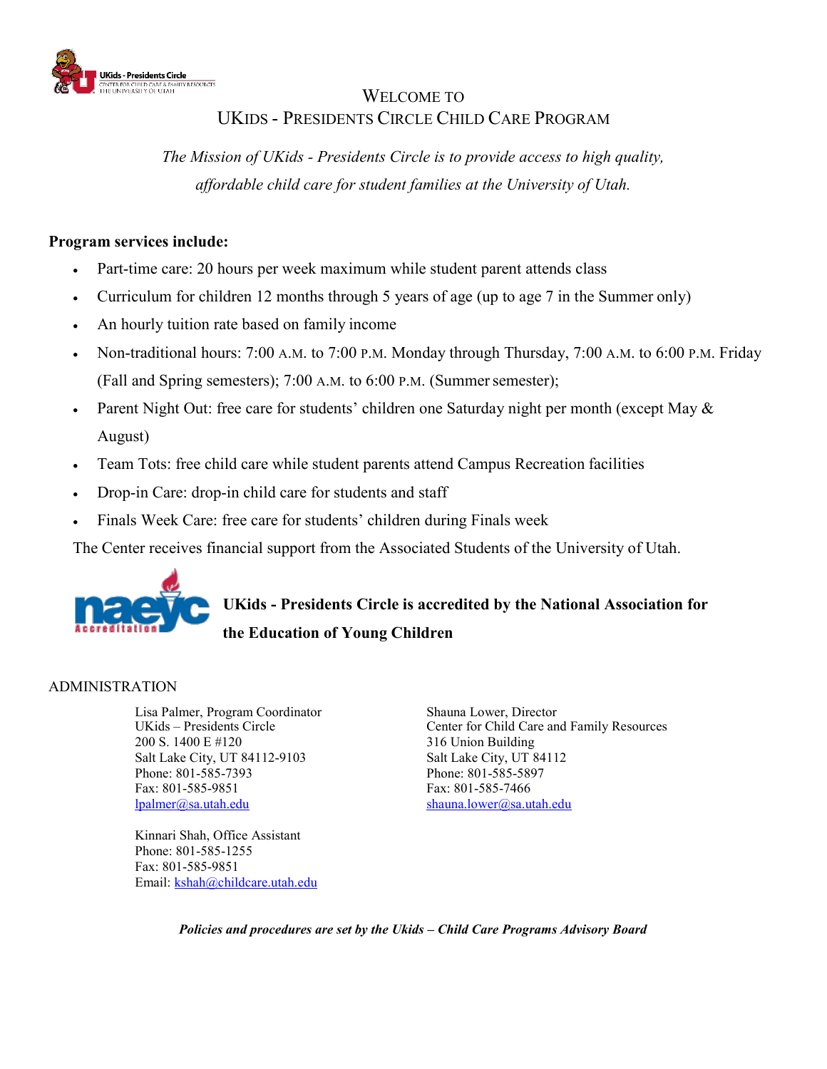# Welcome to
# UKids - Presidents Circle Child Care Program

*The Mission of UKids - Presidents Circle is to provide access to high quality, affordable child care for student families at the University of Utah.*

**Program services include:**

- Part-time care: 20 hours per week maximum while student parent attends class
- Curriculum for children 12 months through 5 years of age (up to age 7 in the Summer only)
- An hourly tuition rate based on family income
- Non-traditional hours: 7:00 A.M. to 7:00 P.M. Monday through Thursday, 7:00 A.M. to 6:00 P.M. Friday (Fall and Spring semesters); 7:00 A.M. to 6:00 P.M. (Summer semester);
- Parent Night Out: free care for students' children one Saturday night per month (except May & August)
- Team Tots: free child care while student parents attend Campus Recreation facilities
- Drop-in Care: drop-in child care for students and staff
- Finals Week Care: free care for students' children during Finals week

The Center receives financial support from the Associated Students of the University of Utah.

**UKids - Presidents Circle is accredited by the National Association for the Education of Young Children**

ADMINISTRATION

Lisa Palmer, Program Coordinator
UKids – Presidents Circle
200 S. 1400 E #120
Salt Lake City, UT 84112-9103
Phone: 801-585-7393
Fax: 801-585-9851
lpalmer@sa.utah.edu

Shauna Lower, Director
Center for Child Care and Family Resources
316 Union Building
Salt Lake City, UT 84112
Phone: 801-585-5897
Fax: 801-585-7466
shauna.lower@sa.utah.edu

Kinnari Shah, Office Assistant
Phone: 801-585-1255
Fax: 801-585-9851
Email: kshah@childcare.utah.edu

***Policies and procedures are set by the Ukids – Child Care Programs Advisory Board***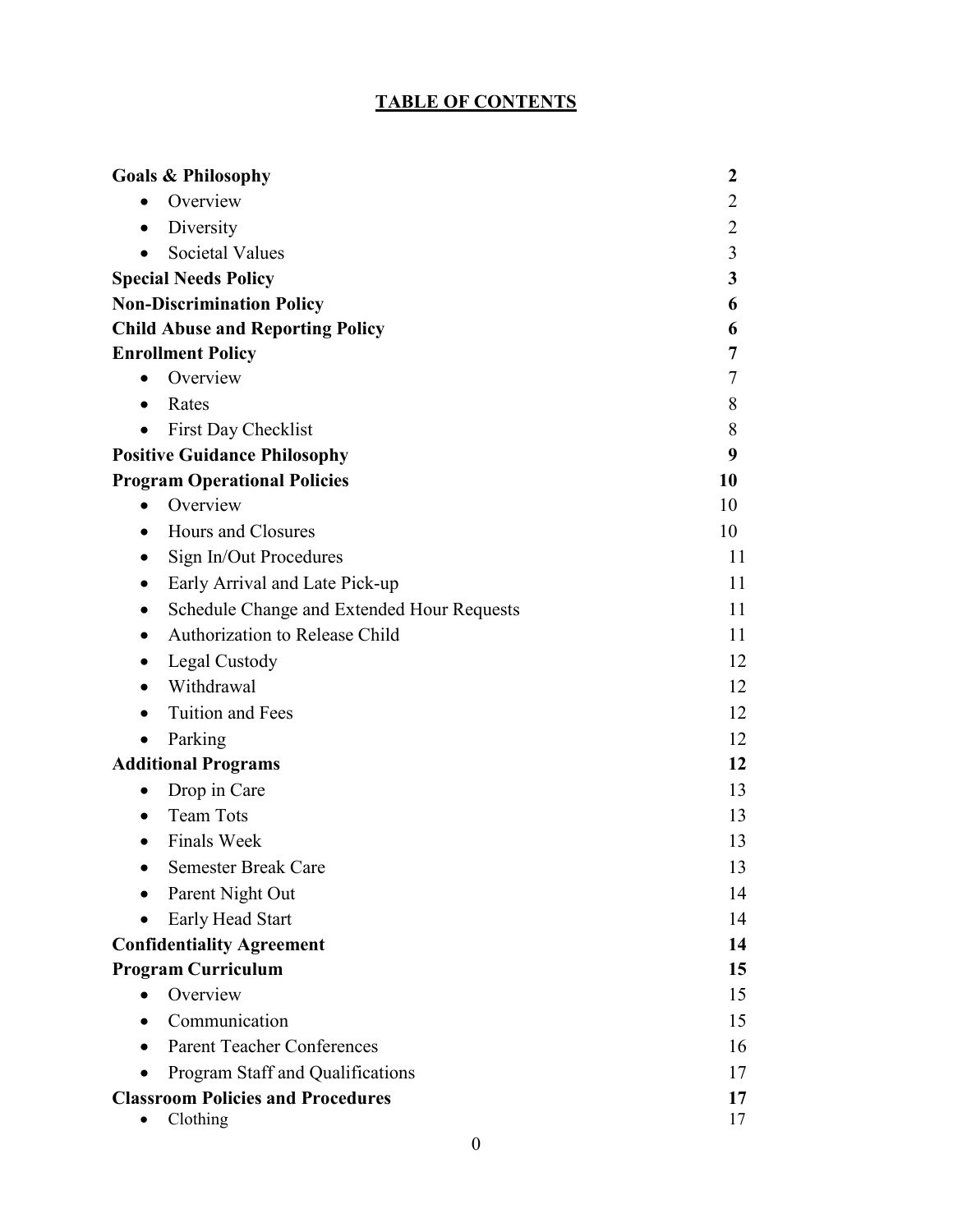# TABLE OF CONTENTS

**Goals & Philosophy** **2**
- Overview 2
- Diversity 2
- Societal Values 3

**Special Needs Policy** **3**

**Non-Discrimination Policy** **6**

**Child Abuse and Reporting Policy** **6**

**Enrollment Policy** **7**
- Overview 7
- Rates 8
- First Day Checklist 8

**Positive Guidance Philosophy** **9**

**Program Operational Policies** **10**
- Overview 10
- Hours and Closures 10
- Sign In/Out Procedures 11
- Early Arrival and Late Pick-up 11
- Schedule Change and Extended Hour Requests 11
- Authorization to Release Child 11
- Legal Custody 12
- Withdrawal 12
- Tuition and Fees 12
- Parking 12

**Additional Programs** **12**
- Drop in Care 13
- Team Tots 13
- Finals Week 13
- Semester Break Care 13
- Parent Night Out 14
- Early Head Start 14

**Confidentiality Agreement** **14**

**Program Curriculum** **15**
- Overview 15
- Communication 15
- Parent Teacher Conferences 16
- Program Staff and Qualifications 17

**Classroom Policies and Procedures** **17**
- Clothing 17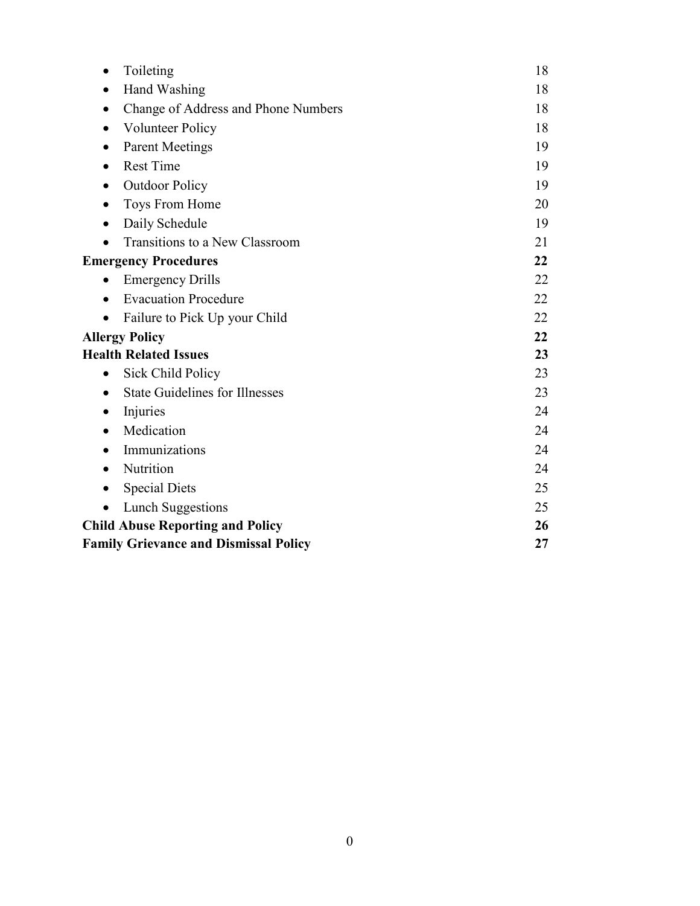- Toileting 18
- Hand Washing 18
- Change of Address and Phone Numbers 18
- Volunteer Policy 18
- Parent Meetings 19
- Rest Time 19
- Outdoor Policy 19
- Toys From Home 20
- Daily Schedule 19
- Transitions to a New Classroom 21

**Emergency Procedures** **22**

- Emergency Drills 22
- Evacuation Procedure 22
- Failure to Pick Up your Child 22

**Allergy Policy** **22**

**Health Related Issues** **23**

- Sick Child Policy 23
- State Guidelines for Illnesses 23
- Injuries 24
- Medication 24
- Immunizations 24
- Nutrition 24
- Special Diets 25
- Lunch Suggestions 25

**Child Abuse Reporting and Policy** **26**

**Family Grievance and Dismissal Policy** **27**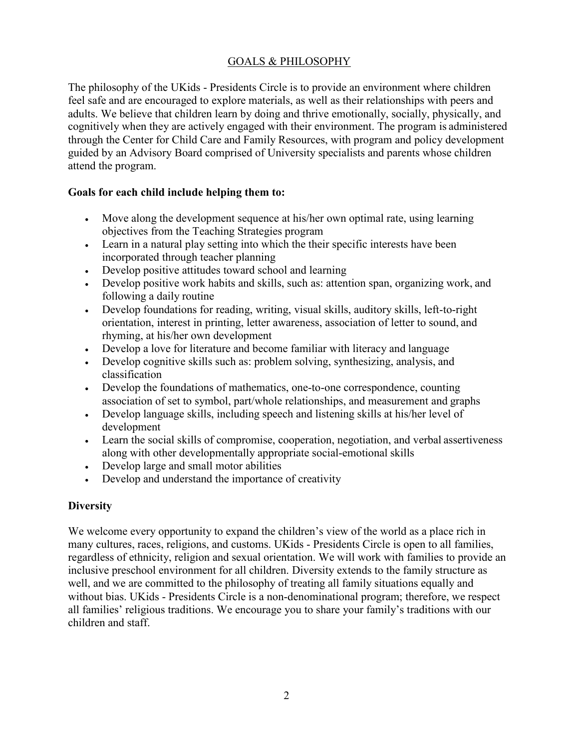## GOALS & PHILOSOPHY

The philosophy of the UKids - Presidents Circle is to provide an environment where children feel safe and are encouraged to explore materials, as well as their relationships with peers and adults. We believe that children learn by doing and thrive emotionally, socially, physically, and cognitively when they are actively engaged with their environment. The program is administered through the Center for Child Care and Family Resources, with program and policy development guided by an Advisory Board comprised of University specialists and parents whose children attend the program.

**Goals for each child include helping them to:**

- Move along the development sequence at his/her own optimal rate, using learning objectives from the Teaching Strategies program
- Learn in a natural play setting into which the their specific interests have been incorporated through teacher planning
- Develop positive attitudes toward school and learning
- Develop positive work habits and skills, such as: attention span, organizing work, and following a daily routine
- Develop foundations for reading, writing, visual skills, auditory skills, left-to-right orientation, interest in printing, letter awareness, association of letter to sound, and rhyming, at his/her own development
- Develop a love for literature and become familiar with literacy and language
- Develop cognitive skills such as: problem solving, synthesizing, analysis, and classification
- Develop the foundations of mathematics, one-to-one correspondence, counting association of set to symbol, part/whole relationships, and measurement and graphs
- Develop language skills, including speech and listening skills at his/her level of development
- Learn the social skills of compromise, cooperation, negotiation, and verbal assertiveness along with other developmentally appropriate social-emotional skills
- Develop large and small motor abilities
- Develop and understand the importance of creativity

### Diversity

We welcome every opportunity to expand the children's view of the world as a place rich in many cultures, races, religions, and customs. UKids - Presidents Circle is open to all families, regardless of ethnicity, religion and sexual orientation. We will work with families to provide an inclusive preschool environment for all children. Diversity extends to the family structure as well, and we are committed to the philosophy of treating all family situations equally and without bias. UKids - Presidents Circle is a non-denominational program; therefore, we respect all families' religious traditions. We encourage you to share your family's traditions with our children and staff.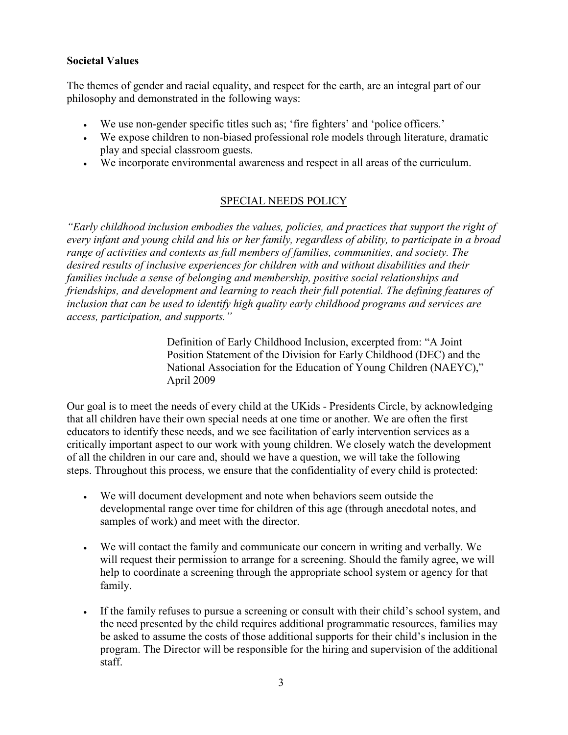**Societal Values**

The themes of gender and racial equality, and respect for the earth, are an integral part of our philosophy and demonstrated in the following ways:

- We use non-gender specific titles such as; 'fire fighters' and 'police officers.'
- We expose children to non-biased professional role models through literature, dramatic play and special classroom guests.
- We incorporate environmental awareness and respect in all areas of the curriculum.

## SPECIAL NEEDS POLICY

*"Early childhood inclusion embodies the values, policies, and practices that support the right of every infant and young child and his or her family, regardless of ability, to participate in a broad range of activities and contexts as full members of families, communities, and society. The desired results of inclusive experiences for children with and without disabilities and their families include a sense of belonging and membership, positive social relationships and friendships, and development and learning to reach their full potential. The defining features of inclusion that can be used to identify high quality early childhood programs and services are access, participation, and supports."*

> Definition of Early Childhood Inclusion, excerpted from: "A Joint Position Statement of the Division for Early Childhood (DEC) and the National Association for the Education of Young Children (NAEYC)," April 2009

Our goal is to meet the needs of every child at the UKids - Presidents Circle, by acknowledging that all children have their own special needs at one time or another. We are often the first educators to identify these needs, and we see facilitation of early intervention services as a critically important aspect to our work with young children. We closely watch the development of all the children in our care and, should we have a question, we will take the following steps. Throughout this process, we ensure that the confidentiality of every child is protected:

- We will document development and note when behaviors seem outside the developmental range over time for children of this age (through anecdotal notes, and samples of work) and meet with the director.

- We will contact the family and communicate our concern in writing and verbally. We will request their permission to arrange for a screening. Should the family agree, we will help to coordinate a screening through the appropriate school system or agency for that family.

- If the family refuses to pursue a screening or consult with their child's school system, and the need presented by the child requires additional programmatic resources, families may be asked to assume the costs of those additional supports for their child's inclusion in the program. The Director will be responsible for the hiring and supervision of the additional staff.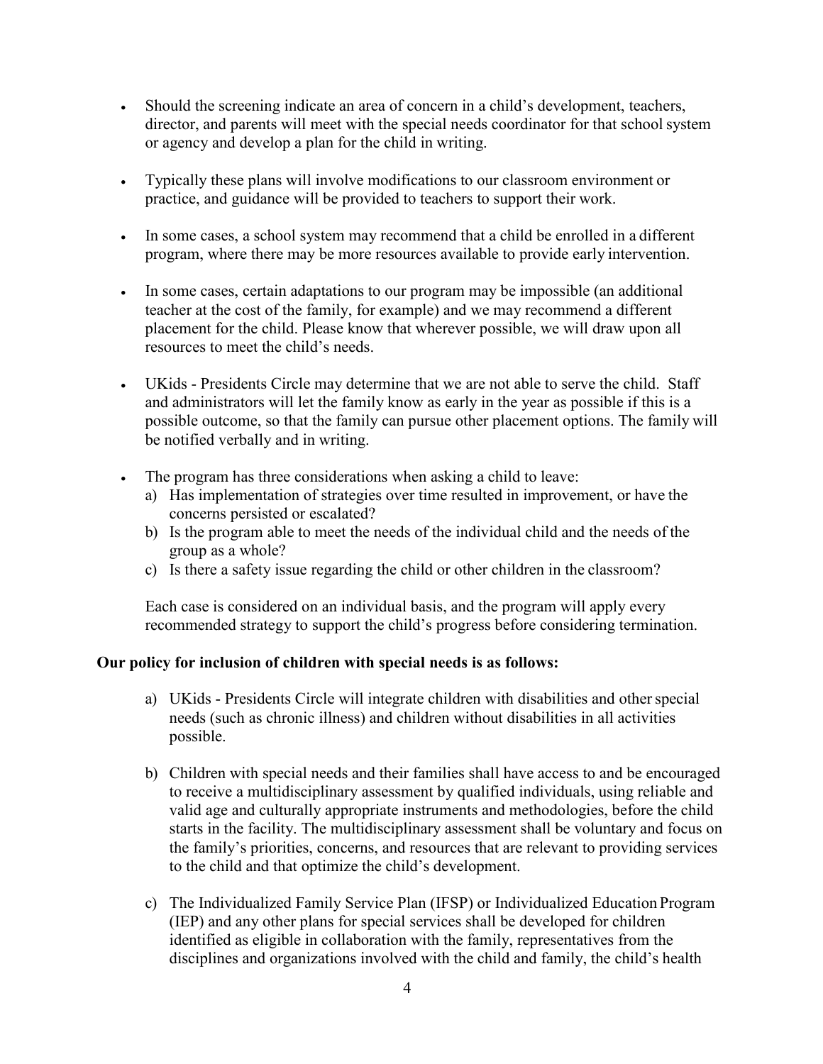- Should the screening indicate an area of concern in a child's development, teachers, director, and parents will meet with the special needs coordinator for that school system or agency and develop a plan for the child in writing.

- Typically these plans will involve modifications to our classroom environment or practice, and guidance will be provided to teachers to support their work.

- In some cases, a school system may recommend that a child be enrolled in a different program, where there may be more resources available to provide early intervention.

- In some cases, certain adaptations to our program may be impossible (an additional teacher at the cost of the family, for example) and we may recommend a different placement for the child. Please know that wherever possible, we will draw upon all resources to meet the child's needs.

- UKids - Presidents Circle may determine that we are not able to serve the child. Staff and administrators will let the family know as early in the year as possible if this is a possible outcome, so that the family can pursue other placement options. The family will be notified verbally and in writing.

- The program has three considerations when asking a child to leave:
  a) Has implementation of strategies over time resulted in improvement, or have the concerns persisted or escalated?
  b) Is the program able to meet the needs of the individual child and the needs of the group as a whole?
  c) Is there a safety issue regarding the child or other children in the classroom?

  Each case is considered on an individual basis, and the program will apply every recommended strategy to support the child's progress before considering termination.

**Our policy for inclusion of children with special needs is as follows:**

a) UKids - Presidents Circle will integrate children with disabilities and other special needs (such as chronic illness) and children without disabilities in all activities possible.

b) Children with special needs and their families shall have access to and be encouraged to receive a multidisciplinary assessment by qualified individuals, using reliable and valid age and culturally appropriate instruments and methodologies, before the child starts in the facility. The multidisciplinary assessment shall be voluntary and focus on the family's priorities, concerns, and resources that are relevant to providing services to the child and that optimize the child's development.

c) The Individualized Family Service Plan (IFSP) or Individualized Education Program (IEP) and any other plans for special services shall be developed for children identified as eligible in collaboration with the family, representatives from the disciplines and organizations involved with the child and family, the child's health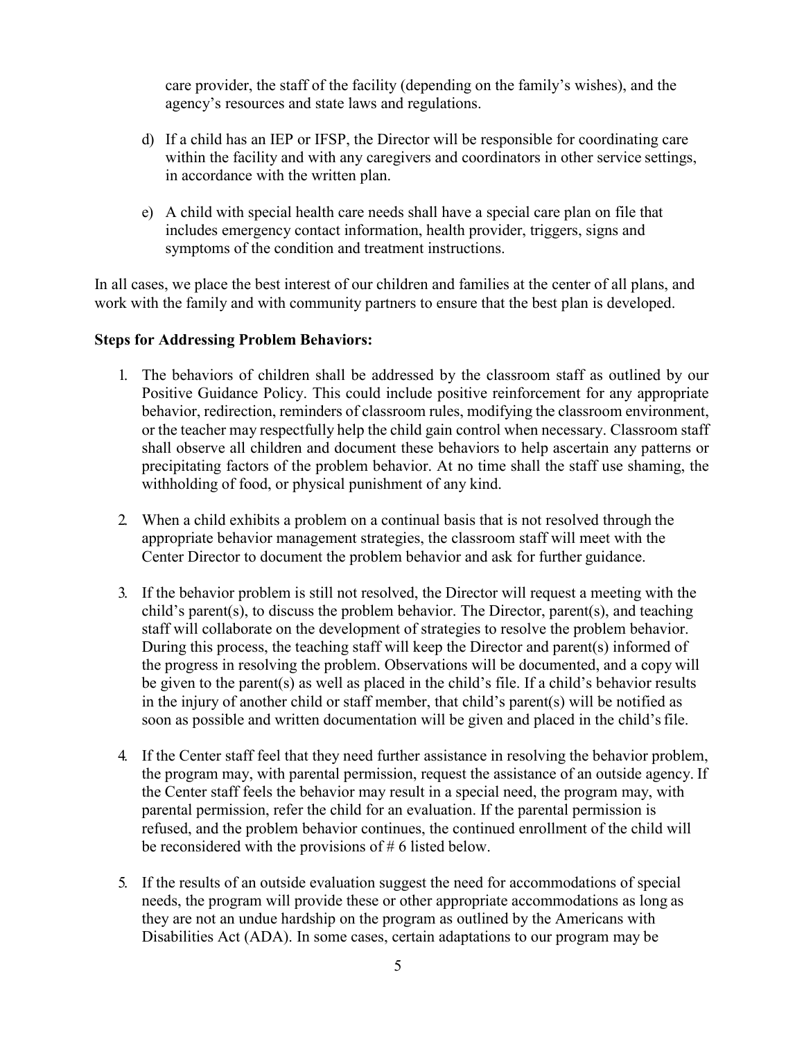care provider, the staff of the facility (depending on the family's wishes), and the agency's resources and state laws and regulations.

d) If a child has an IEP or IFSP, the Director will be responsible for coordinating care within the facility and with any caregivers and coordinators in other service settings, in accordance with the written plan.

e) A child with special health care needs shall have a special care plan on file that includes emergency contact information, health provider, triggers, signs and symptoms of the condition and treatment instructions.

In all cases, we place the best interest of our children and families at the center of all plans, and work with the family and with community partners to ensure that the best plan is developed.

**Steps for Addressing Problem Behaviors:**

1. The behaviors of children shall be addressed by the classroom staff as outlined by our Positive Guidance Policy. This could include positive reinforcement for any appropriate behavior, redirection, reminders of classroom rules, modifying the classroom environment, or the teacher may respectfully help the child gain control when necessary. Classroom staff shall observe all children and document these behaviors to help ascertain any patterns or precipitating factors of the problem behavior. At no time shall the staff use shaming, the withholding of food, or physical punishment of any kind.

2. When a child exhibits a problem on a continual basis that is not resolved through the appropriate behavior management strategies, the classroom staff will meet with the Center Director to document the problem behavior and ask for further guidance.

3. If the behavior problem is still not resolved, the Director will request a meeting with the child's parent(s), to discuss the problem behavior. The Director, parent(s), and teaching staff will collaborate on the development of strategies to resolve the problem behavior. During this process, the teaching staff will keep the Director and parent(s) informed of the progress in resolving the problem. Observations will be documented, and a copy will be given to the parent(s) as well as placed in the child's file. If a child's behavior results in the injury of another child or staff member, that child's parent(s) will be notified as soon as possible and written documentation will be given and placed in the child's file.

4. If the Center staff feel that they need further assistance in resolving the behavior problem, the program may, with parental permission, request the assistance of an outside agency. If the Center staff feels the behavior may result in a special need, the program may, with parental permission, refer the child for an evaluation. If the parental permission is refused, and the problem behavior continues, the continued enrollment of the child will be reconsidered with the provisions of # 6 listed below.

5. If the results of an outside evaluation suggest the need for accommodations of special needs, the program will provide these or other appropriate accommodations as long as they are not an undue hardship on the program as outlined by the Americans with Disabilities Act (ADA). In some cases, certain adaptations to our program may be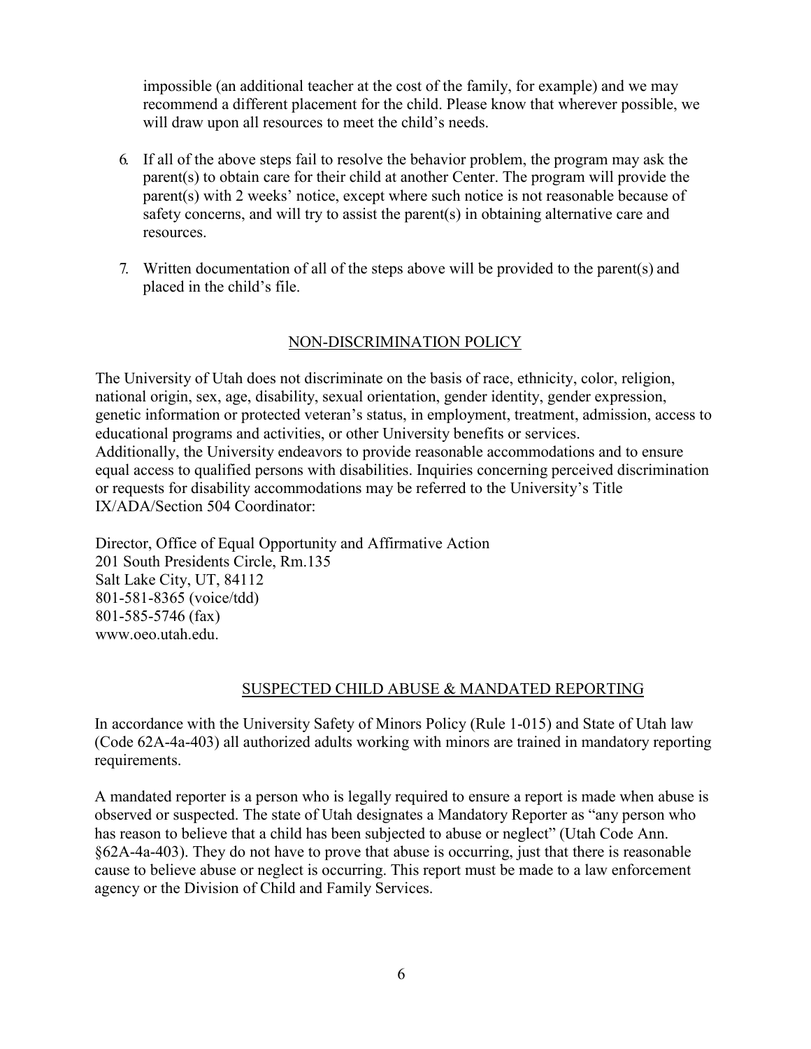impossible (an additional teacher at the cost of the family, for example) and we may recommend a different placement for the child. Please know that wherever possible, we will draw upon all resources to meet the child's needs.

6. If all of the above steps fail to resolve the behavior problem, the program may ask the parent(s) to obtain care for their child at another Center. The program will provide the parent(s) with 2 weeks' notice, except where such notice is not reasonable because of safety concerns, and will try to assist the parent(s) in obtaining alternative care and resources.

7. Written documentation of all of the steps above will be provided to the parent(s) and placed in the child's file.

## NON-DISCRIMINATION POLICY

The University of Utah does not discriminate on the basis of race, ethnicity, color, religion, national origin, sex, age, disability, sexual orientation, gender identity, gender expression, genetic information or protected veteran's status, in employment, treatment, admission, access to educational programs and activities, or other University benefits or services.
Additionally, the University endeavors to provide reasonable accommodations and to ensure equal access to qualified persons with disabilities. Inquiries concerning perceived discrimination or requests for disability accommodations may be referred to the University's Title IX/ADA/Section 504 Coordinator:

Director, Office of Equal Opportunity and Affirmative Action
201 South Presidents Circle, Rm.135
Salt Lake City, UT, 84112
801-581-8365 (voice/tdd)
801-585-5746 (fax)
www.oeo.utah.edu.

## SUSPECTED CHILD ABUSE & MANDATED REPORTING

In accordance with the University Safety of Minors Policy (Rule 1-015) and State of Utah law (Code 62A-4a-403) all authorized adults working with minors are trained in mandatory reporting requirements.

A mandated reporter is a person who is legally required to ensure a report is made when abuse is observed or suspected. The state of Utah designates a Mandatory Reporter as "any person who has reason to believe that a child has been subjected to abuse or neglect" (Utah Code Ann. §62A-4a-403). They do not have to prove that abuse is occurring, just that there is reasonable cause to believe abuse or neglect is occurring. This report must be made to a law enforcement agency or the Division of Child and Family Services.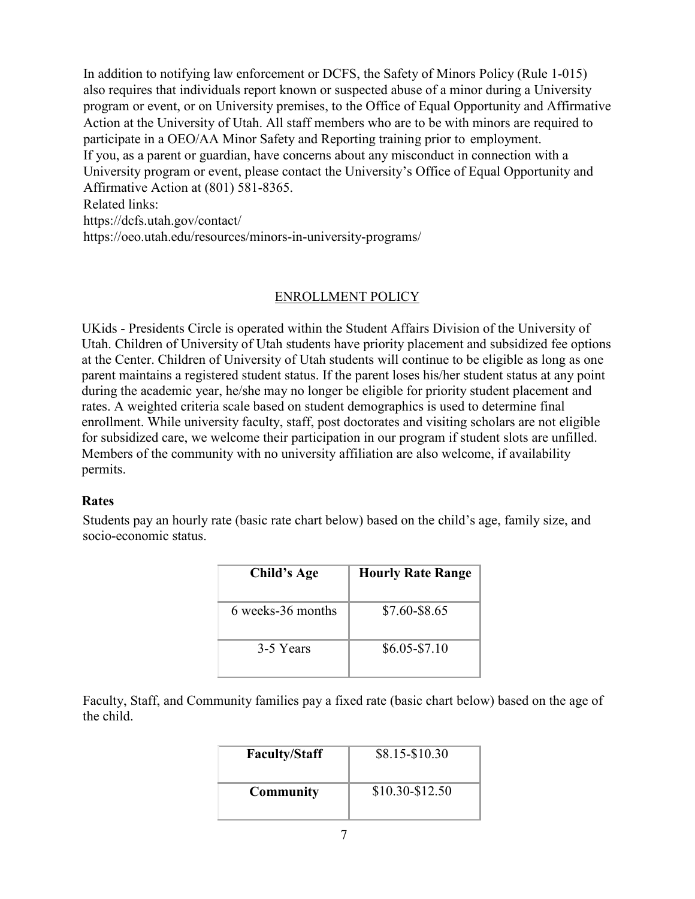In addition to notifying law enforcement or DCFS, the Safety of Minors Policy (Rule 1-015) also requires that individuals report known or suspected abuse of a minor during a University program or event, or on University premises, to the Office of Equal Opportunity and Affirmative Action at the University of Utah. All staff members who are to be with minors are required to participate in a OEO/AA Minor Safety and Reporting training prior to employment.

If you, as a parent or guardian, have concerns about any misconduct in connection with a University program or event, please contact the University's Office of Equal Opportunity and Affirmative Action at (801) 581-8365.

Related links:

https://dcfs.utah.gov/contact/

https://oeo.utah.edu/resources/minors-in-university-programs/

## ENROLLMENT POLICY

UKids - Presidents Circle is operated within the Student Affairs Division of the University of Utah. Children of University of Utah students have priority placement and subsidized fee options at the Center. Children of University of Utah students will continue to be eligible as long as one parent maintains a registered student status. If the parent loses his/her student status at any point during the academic year, he/she may no longer be eligible for priority student placement and rates. A weighted criteria scale based on student demographics is used to determine final enrollment. While university faculty, staff, post doctorates and visiting scholars are not eligible for subsidized care, we welcome their participation in our program if student slots are unfilled. Members of the community with no university affiliation are also welcome, if availability permits.

**Rates**

Students pay an hourly rate (basic rate chart below) based on the child's age, family size, and socio-economic status.

| Child's Age | Hourly Rate Range |
|---|---|
| 6 weeks-36 months | \$7.60-\$8.65 |
| 3-5 Years | \$6.05-\$7.10 |

Faculty, Staff, and Community families pay a fixed rate (basic chart below) based on the age of the child.

| **Faculty/Staff** | \$8.15-\$10.30 |
|---|---|
| **Community** | \$10.30-\$12.50 |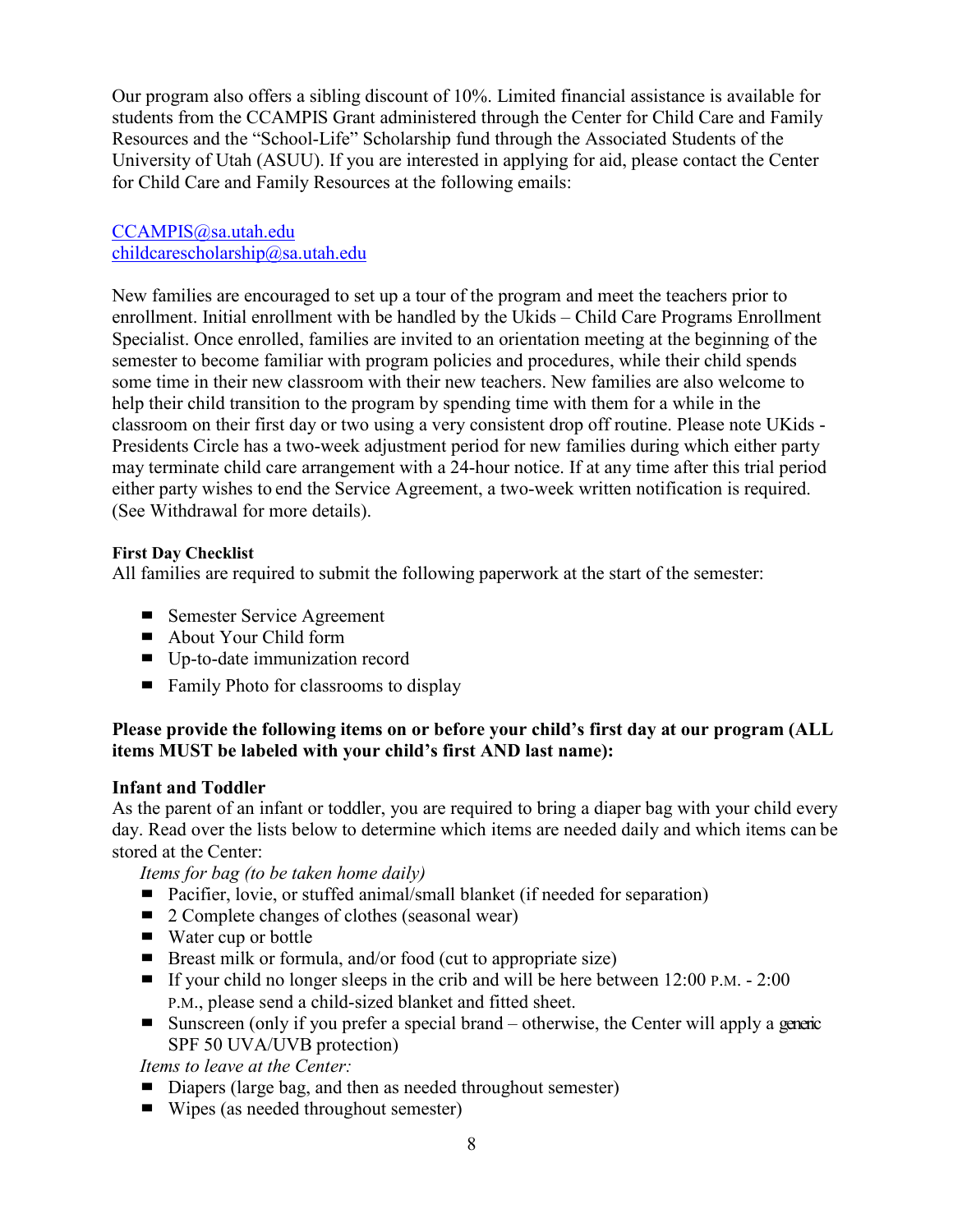Our program also offers a sibling discount of 10%. Limited financial assistance is available for students from the CCAMPIS Grant administered through the Center for Child Care and Family Resources and the "School-Life" Scholarship fund through the Associated Students of the University of Utah (ASUU). If you are interested in applying for aid, please contact the Center for Child Care and Family Resources at the following emails:

CCAMPIS@sa.utah.edu
childcarescholarship@sa.utah.edu

New families are encouraged to set up a tour of the program and meet the teachers prior to enrollment. Initial enrollment with be handled by the Ukids – Child Care Programs Enrollment Specialist. Once enrolled, families are invited to an orientation meeting at the beginning of the semester to become familiar with program policies and procedures, while their child spends some time in their new classroom with their new teachers. New families are also welcome to help their child transition to the program by spending time with them for a while in the classroom on their first day or two using a very consistent drop off routine. Please note UKids - Presidents Circle has a two-week adjustment period for new families during which either party may terminate child care arrangement with a 24-hour notice. If at any time after this trial period either party wishes to end the Service Agreement, a two-week written notification is required. (See Withdrawal for more details).

**First Day Checklist**

All families are required to submit the following paperwork at the start of the semester:

- Semester Service Agreement
- About Your Child form
- Up-to-date immunization record
- Family Photo for classrooms to display

**Please provide the following items on or before your child's first day at our program (ALL items MUST be labeled with your child's first AND last name):**

### Infant and Toddler

As the parent of an infant or toddler, you are required to bring a diaper bag with your child every day. Read over the lists below to determine which items are needed daily and which items can be stored at the Center:

*Items for bag (to be taken home daily)*

- Pacifier, lovie, or stuffed animal/small blanket (if needed for separation)
- 2 Complete changes of clothes (seasonal wear)
- Water cup or bottle
- Breast milk or formula, and/or food (cut to appropriate size)
- If your child no longer sleeps in the crib and will be here between 12:00 P.M. - 2:00 P.M., please send a child-sized blanket and fitted sheet.
- Sunscreen (only if you prefer a special brand – otherwise, the Center will apply a generic SPF 50 UVA/UVB protection)

*Items to leave at the Center:*

- Diapers (large bag, and then as needed throughout semester)
- Wipes (as needed throughout semester)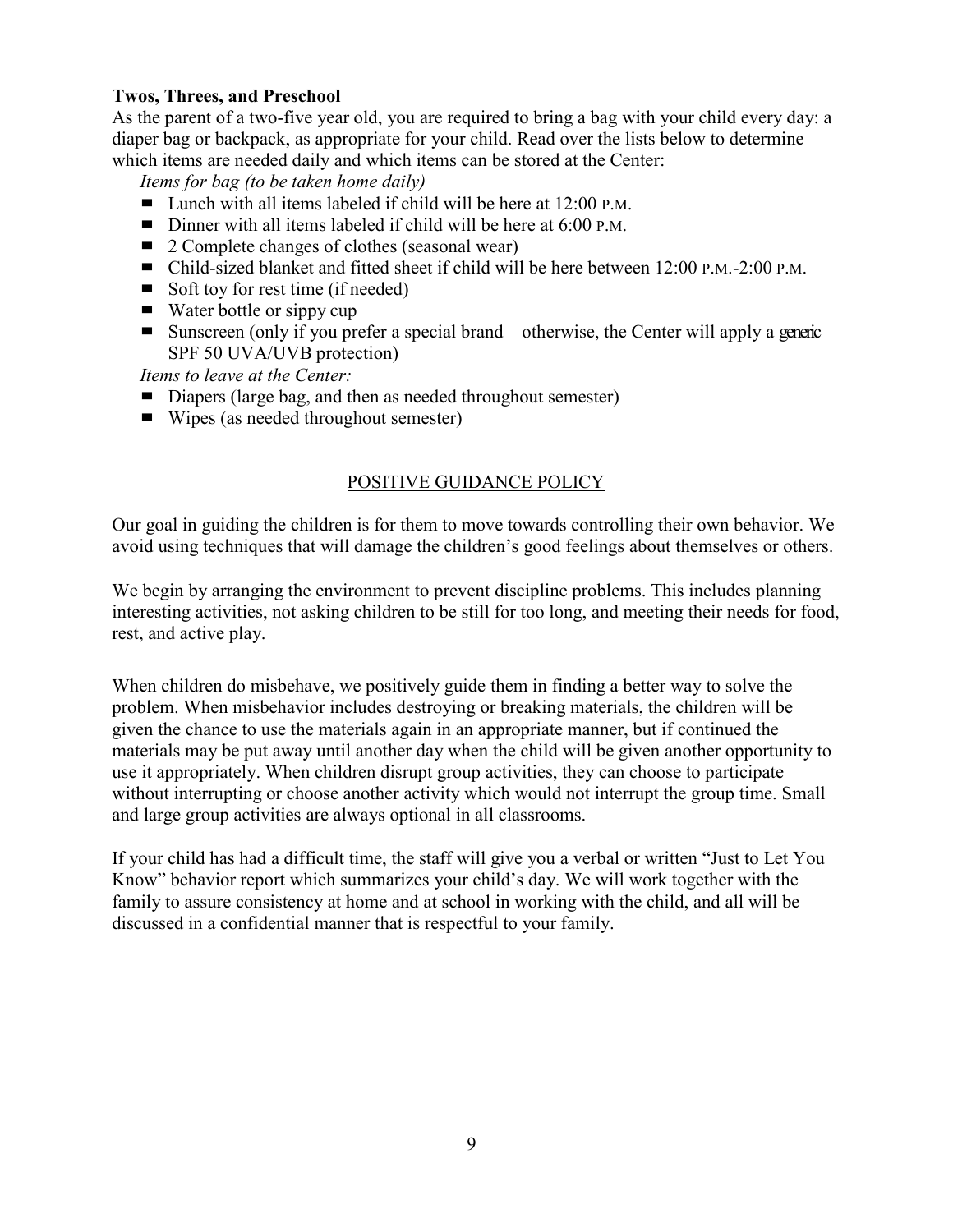**Twos, Threes, and Preschool**

As the parent of a two-five year old, you are required to bring a bag with your child every day: a diaper bag or backpack, as appropriate for your child. Read over the lists below to determine which items are needed daily and which items can be stored at the Center:

*Items for bag (to be taken home daily)*

- Lunch with all items labeled if child will be here at 12:00 P.M.
- Dinner with all items labeled if child will be here at 6:00 P.M.
- 2 Complete changes of clothes (seasonal wear)
- Child-sized blanket and fitted sheet if child will be here between 12:00 P.M.-2:00 P.M.
- Soft toy for rest time (if needed)
- Water bottle or sippy cup
- Sunscreen (only if you prefer a special brand – otherwise, the Center will apply a generic SPF 50 UVA/UVB protection)

*Items to leave at the Center:*

- Diapers (large bag, and then as needed throughout semester)
- Wipes (as needed throughout semester)

## POSITIVE GUIDANCE POLICY

Our goal in guiding the children is for them to move towards controlling their own behavior. We avoid using techniques that will damage the children's good feelings about themselves or others.

We begin by arranging the environment to prevent discipline problems. This includes planning interesting activities, not asking children to be still for too long, and meeting their needs for food, rest, and active play.

When children do misbehave, we positively guide them in finding a better way to solve the problem. When misbehavior includes destroying or breaking materials, the children will be given the chance to use the materials again in an appropriate manner, but if continued the materials may be put away until another day when the child will be given another opportunity to use it appropriately. When children disrupt group activities, they can choose to participate without interrupting or choose another activity which would not interrupt the group time. Small and large group activities are always optional in all classrooms.

If your child has had a difficult time, the staff will give you a verbal or written "Just to Let You Know" behavior report which summarizes your child's day. We will work together with the family to assure consistency at home and at school in working with the child, and all will be discussed in a confidential manner that is respectful to your family.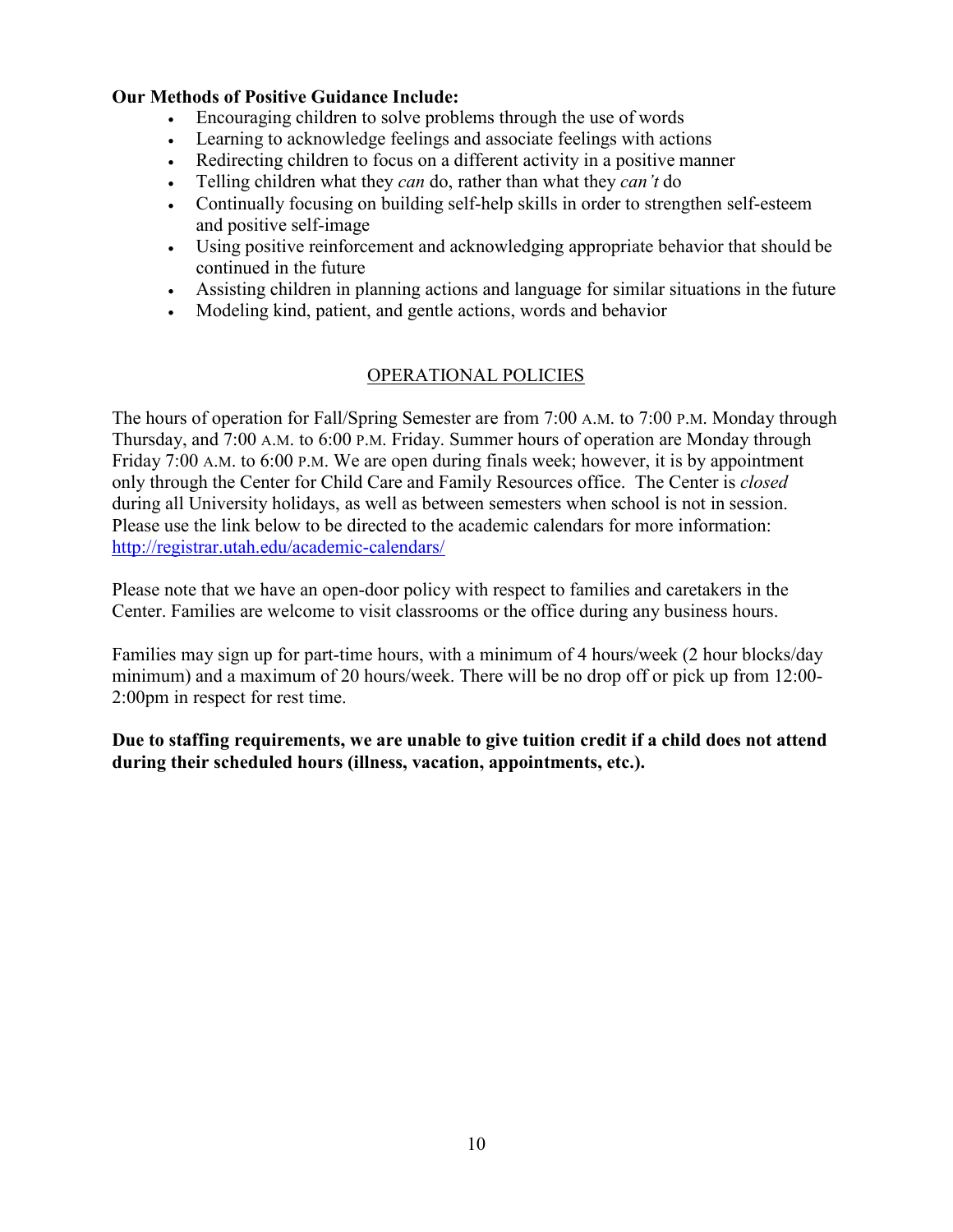**Our Methods of Positive Guidance Include:**

- Encouraging children to solve problems through the use of words
- Learning to acknowledge feelings and associate feelings with actions
- Redirecting children to focus on a different activity in a positive manner
- Telling children what they *can* do, rather than what they *can't* do
- Continually focusing on building self-help skills in order to strengthen self-esteem and positive self-image
- Using positive reinforcement and acknowledging appropriate behavior that should be continued in the future
- Assisting children in planning actions and language for similar situations in the future
- Modeling kind, patient, and gentle actions, words and behavior

## OPERATIONAL POLICIES

The hours of operation for Fall/Spring Semester are from 7:00 A.M. to 7:00 P.M. Monday through Thursday, and 7:00 A.M. to 6:00 P.M. Friday. Summer hours of operation are Monday through Friday 7:00 A.M. to 6:00 P.M. We are open during finals week; however, it is by appointment only through the Center for Child Care and Family Resources office. The Center is *closed* during all University holidays, as well as between semesters when school is not in session. Please use the link below to be directed to the academic calendars for more information: [http://registrar.utah.edu/academic-calendars/](http://registrar.utah.edu/academic-calendars/)

Please note that we have an open-door policy with respect to families and caretakers in the Center. Families are welcome to visit classrooms or the office during any business hours.

Families may sign up for part-time hours, with a minimum of 4 hours/week (2 hour blocks/day minimum) and a maximum of 20 hours/week. There will be no drop off or pick up from 12:00-2:00pm in respect for rest time.

**Due to staffing requirements, we are unable to give tuition credit if a child does not attend during their scheduled hours (illness, vacation, appointments, etc.).**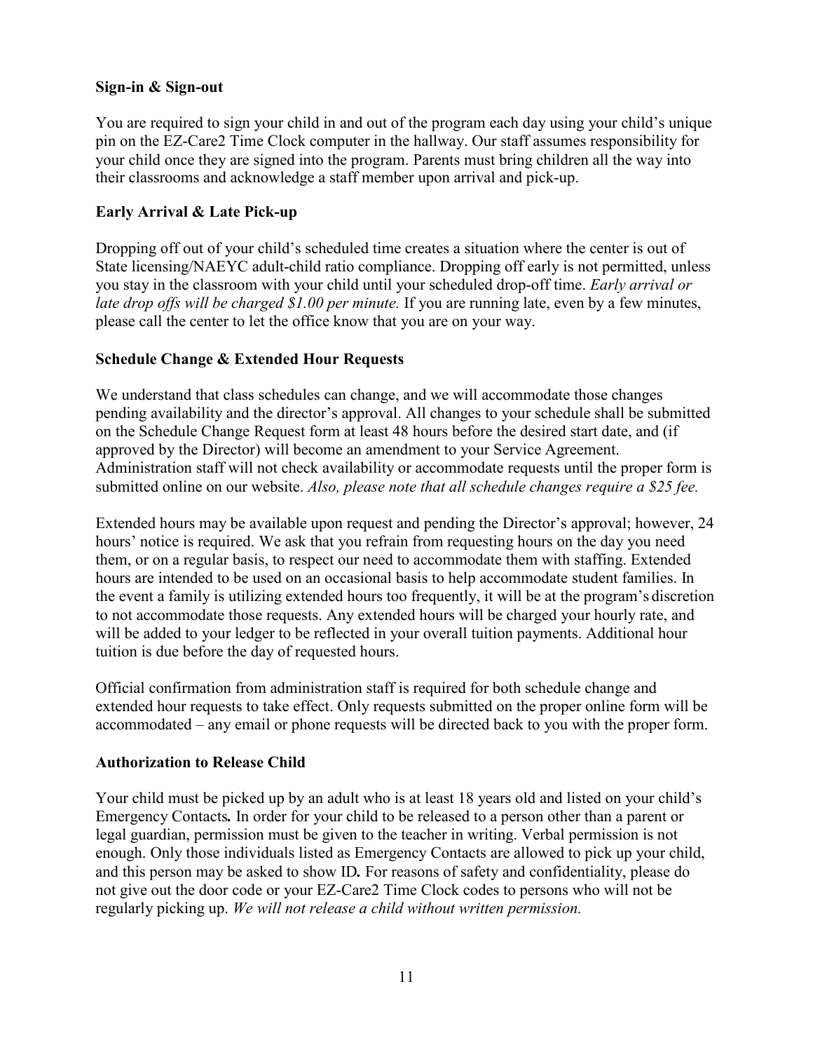**Sign-in & Sign-out**

You are required to sign your child in and out of the program each day using your child's unique pin on the EZ-Care2 Time Clock computer in the hallway. Our staff assumes responsibility for your child once they are signed into the program. Parents must bring children all the way into their classrooms and acknowledge a staff member upon arrival and pick-up.

**Early Arrival & Late Pick-up**

Dropping off out of your child's scheduled time creates a situation where the center is out of State licensing/NAEYC adult-child ratio compliance. Dropping off early is not permitted, unless you stay in the classroom with your child until your scheduled drop-off time. *Early arrival or late drop offs will be charged $1.00 per minute.* If you are running late, even by a few minutes, please call the center to let the office know that you are on your way.

**Schedule Change & Extended Hour Requests**

We understand that class schedules can change, and we will accommodate those changes pending availability and the director's approval. All changes to your schedule shall be submitted on the Schedule Change Request form at least 48 hours before the desired start date, and (if approved by the Director) will become an amendment to your Service Agreement. Administration staff will not check availability or accommodate requests until the proper form is submitted online on our website. *Also, please note that all schedule changes require a $25 fee.*

Extended hours may be available upon request and pending the Director's approval; however, 24 hours' notice is required. We ask that you refrain from requesting hours on the day you need them, or on a regular basis, to respect our need to accommodate them with staffing. Extended hours are intended to be used on an occasional basis to help accommodate student families. In the event a family is utilizing extended hours too frequently, it will be at the program's discretion to not accommodate those requests. Any extended hours will be charged your hourly rate, and will be added to your ledger to be reflected in your overall tuition payments. Additional hour tuition is due before the day of requested hours.

Official confirmation from administration staff is required for both schedule change and extended hour requests to take effect. Only requests submitted on the proper online form will be accommodated – any email or phone requests will be directed back to you with the proper form.

**Authorization to Release Child**

Your child must be picked up by an adult who is at least 18 years old and listed on your child's Emergency Contacts**.** In order for your child to be released to a person other than a parent or legal guardian, permission must be given to the teacher in writing. Verbal permission is not enough. Only those individuals listed as Emergency Contacts are allowed to pick up your child, and this person may be asked to show ID**.** For reasons of safety and confidentiality, please do not give out the door code or your EZ-Care2 Time Clock codes to persons who will not be regularly picking up. *We will not release a child without written permission.*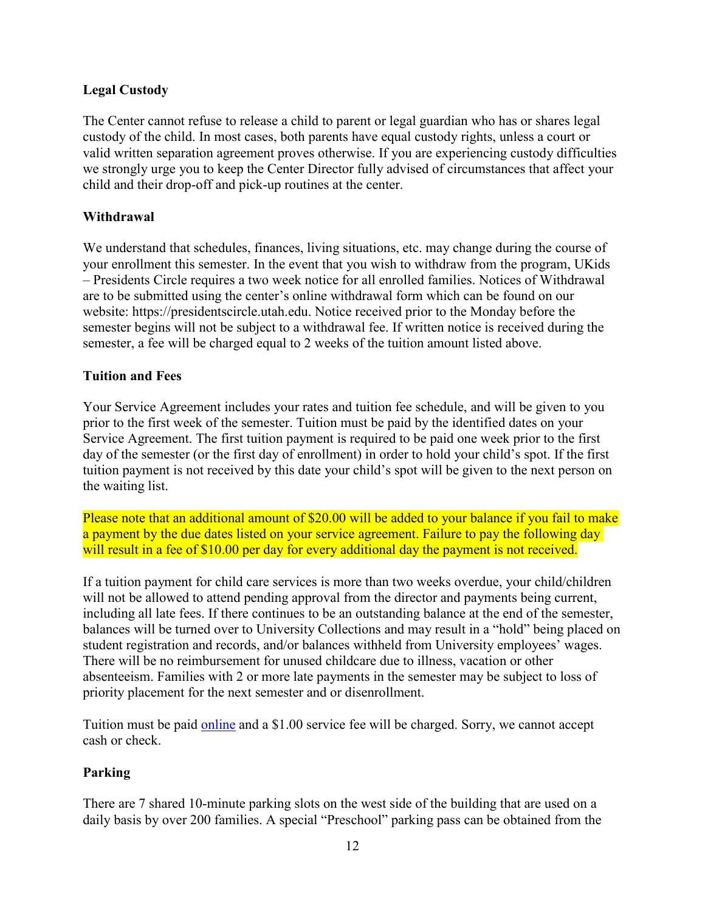### Legal Custody

The Center cannot refuse to release a child to parent or legal guardian who has or shares legal custody of the child. In most cases, both parents have equal custody rights, unless a court or valid written separation agreement proves otherwise. If you are experiencing custody difficulties we strongly urge you to keep the Center Director fully advised of circumstances that affect your child and their drop-off and pick-up routines at the center.

### Withdrawal

We understand that schedules, finances, living situations, etc. may change during the course of your enrollment this semester. In the event that you wish to withdraw from the program, UKids – Presidents Circle requires a two week notice for all enrolled families. Notices of Withdrawal are to be submitted using the center's online withdrawal form which can be found on our website: https://presidentscircle.utah.edu. Notice received prior to the Monday before the semester begins will not be subject to a withdrawal fee. If written notice is received during the semester, a fee will be charged equal to 2 weeks of the tuition amount listed above.

### Tuition and Fees

Your Service Agreement includes your rates and tuition fee schedule, and will be given to you prior to the first week of the semester. Tuition must be paid by the identified dates on your Service Agreement. The first tuition payment is required to be paid one week prior to the first day of the semester (or the first day of enrollment) in order to hold your child's spot. If the first tuition payment is not received by this date your child's spot will be given to the next person on the waiting list.

Please note that an additional amount of $20.00 will be added to your balance if you fail to make a payment by the due dates listed on your service agreement. Failure to pay the following day will result in a fee of $10.00 per day for every additional day the payment is not received.

If a tuition payment for child care services is more than two weeks overdue, your child/children will not be allowed to attend pending approval from the director and payments being current, including all late fees. If there continues to be an outstanding balance at the end of the semester, balances will be turned over to University Collections and may result in a "hold" being placed on student registration and records, and/or balances withheld from University employees' wages. There will be no reimbursement for unused childcare due to illness, vacation or other absenteeism. Families with 2 or more late payments in the semester may be subject to loss of priority placement for the next semester and or disenrollment.

Tuition must be paid online and a $1.00 service fee will be charged. Sorry, we cannot accept cash or check.

### Parking

There are 7 shared 10-minute parking slots on the west side of the building that are used on a daily basis by over 200 families. A special "Preschool" parking pass can be obtained from the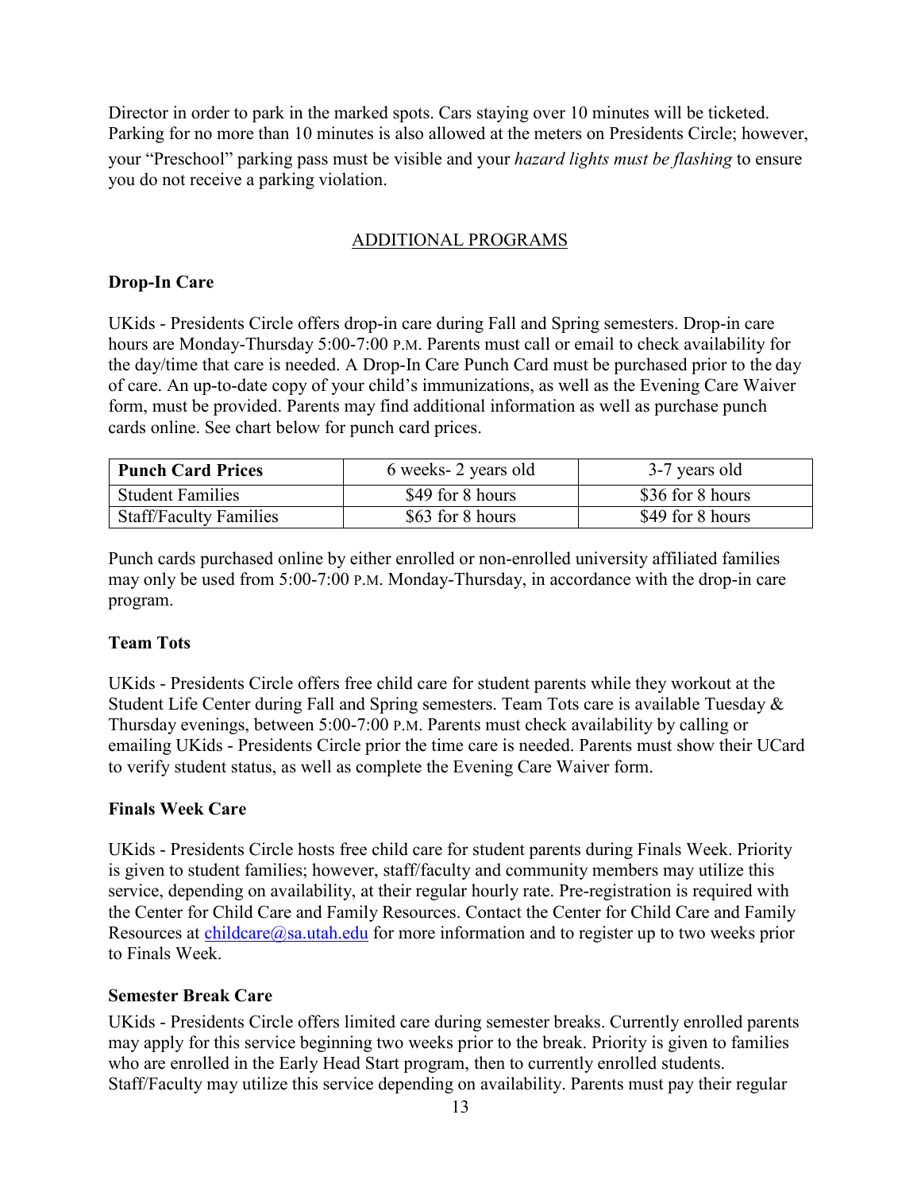Director in order to park in the marked spots. Cars staying over 10 minutes will be ticketed. Parking for no more than 10 minutes is also allowed at the meters on Presidents Circle; however, your "Preschool" parking pass must be visible and your *hazard lights must be flashing* to ensure you do not receive a parking violation.

## ADDITIONAL PROGRAMS

### Drop-In Care

UKids - Presidents Circle offers drop-in care during Fall and Spring semesters. Drop-in care hours are Monday-Thursday 5:00-7:00 P.M. Parents must call or email to check availability for the day/time that care is needed. A Drop-In Care Punch Card must be purchased prior to the day of care. An up-to-date copy of your child's immunizations, as well as the Evening Care Waiver form, must be provided. Parents may find additional information as well as purchase punch cards online. See chart below for punch card prices.

| **Punch Card Prices** | 6 weeks- 2 years old | 3-7 years old |
|---|---|---|
| Student Families | $49 for 8 hours | $36 for 8 hours |
| Staff/Faculty Families | $63 for 8 hours | $49 for 8 hours |

Punch cards purchased online by either enrolled or non-enrolled university affiliated families may only be used from 5:00-7:00 P.M. Monday-Thursday, in accordance with the drop-in care program.

### Team Tots

UKids - Presidents Circle offers free child care for student parents while they workout at the Student Life Center during Fall and Spring semesters. Team Tots care is available Tuesday & Thursday evenings, between 5:00-7:00 P.M. Parents must check availability by calling or emailing UKids - Presidents Circle prior the time care is needed. Parents must show their UCard to verify student status, as well as complete the Evening Care Waiver form.

### Finals Week Care

UKids - Presidents Circle hosts free child care for student parents during Finals Week. Priority is given to student families; however, staff/faculty and community members may utilize this service, depending on availability, at their regular hourly rate. Pre-registration is required with the Center for Child Care and Family Resources. Contact the Center for Child Care and Family Resources at childcare@sa.utah.edu for more information and to register up to two weeks prior to Finals Week.

### Semester Break Care

UKids - Presidents Circle offers limited care during semester breaks. Currently enrolled parents may apply for this service beginning two weeks prior to the break. Priority is given to families who are enrolled in the Early Head Start program, then to currently enrolled students. Staff/Faculty may utilize this service depending on availability. Parents must pay their regular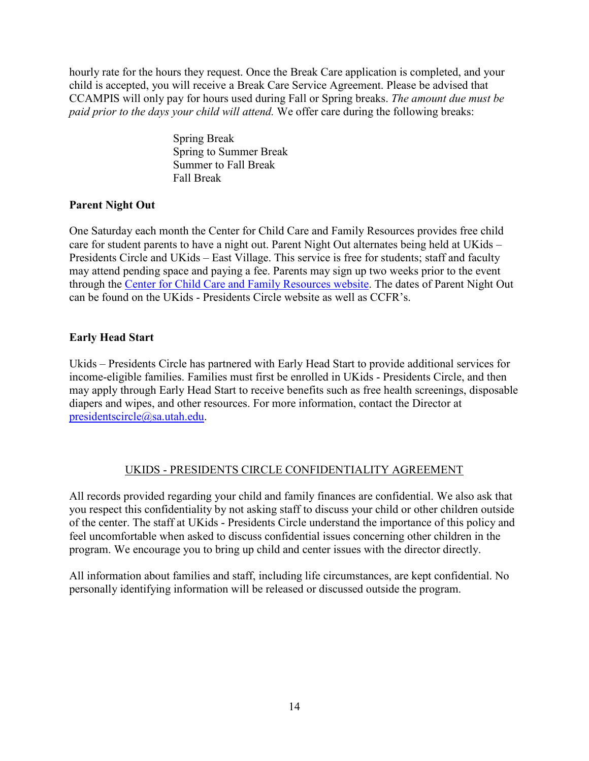hourly rate for the hours they request. Once the Break Care application is completed, and your child is accepted, you will receive a Break Care Service Agreement. Please be advised that CCAMPIS will only pay for hours used during Fall or Spring breaks. *The amount due must be paid prior to the days your child will attend.* We offer care during the following breaks:

Spring Break
Spring to Summer Break
Summer to Fall Break
Fall Break

**Parent Night Out**

One Saturday each month the Center for Child Care and Family Resources provides free child care for student parents to have a night out. Parent Night Out alternates being held at UKids – Presidents Circle and UKids – East Village. This service is free for students; staff and faculty may attend pending space and paying a fee. Parents may sign up two weeks prior to the event through the Center for Child Care and Family Resources website. The dates of Parent Night Out can be found on the UKids - Presidents Circle website as well as CCFR's.

**Early Head Start**

Ukids – Presidents Circle has partnered with Early Head Start to provide additional services for income-eligible families. Families must first be enrolled in UKids - Presidents Circle, and then may apply through Early Head Start to receive benefits such as free health screenings, disposable diapers and wipes, and other resources. For more information, contact the Director at presidentscircle@sa.utah.edu.

## UKIDS - PRESIDENTS CIRCLE CONFIDENTIALITY AGREEMENT

All records provided regarding your child and family finances are confidential. We also ask that you respect this confidentiality by not asking staff to discuss your child or other children outside of the center. The staff at UKids - Presidents Circle understand the importance of this policy and feel uncomfortable when asked to discuss confidential issues concerning other children in the program. We encourage you to bring up child and center issues with the director directly.

All information about families and staff, including life circumstances, are kept confidential. No personally identifying information will be released or discussed outside the program.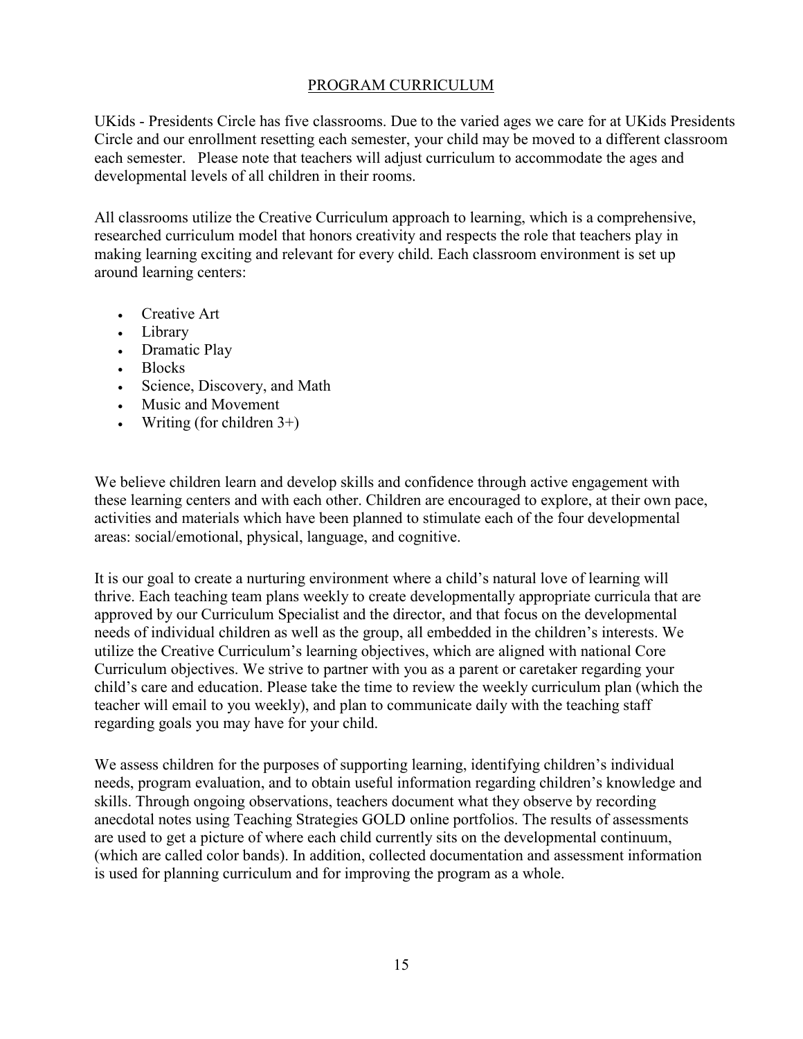## PROGRAM CURRICULUM

UKids - Presidents Circle has five classrooms. Due to the varied ages we care for at UKids Presidents Circle and our enrollment resetting each semester, your child may be moved to a different classroom each semester. Please note that teachers will adjust curriculum to accommodate the ages and developmental levels of all children in their rooms.

All classrooms utilize the Creative Curriculum approach to learning, which is a comprehensive, researched curriculum model that honors creativity and respects the role that teachers play in making learning exciting and relevant for every child. Each classroom environment is set up around learning centers:

- Creative Art
- Library
- Dramatic Play
- Blocks
- Science, Discovery, and Math
- Music and Movement
- Writing (for children 3+)

We believe children learn and develop skills and confidence through active engagement with these learning centers and with each other. Children are encouraged to explore, at their own pace, activities and materials which have been planned to stimulate each of the four developmental areas: social/emotional, physical, language, and cognitive.

It is our goal to create a nurturing environment where a child's natural love of learning will thrive. Each teaching team plans weekly to create developmentally appropriate curricula that are approved by our Curriculum Specialist and the director, and that focus on the developmental needs of individual children as well as the group, all embedded in the children's interests. We utilize the Creative Curriculum's learning objectives, which are aligned with national Core Curriculum objectives. We strive to partner with you as a parent or caretaker regarding your child's care and education. Please take the time to review the weekly curriculum plan (which the teacher will email to you weekly), and plan to communicate daily with the teaching staff regarding goals you may have for your child.

We assess children for the purposes of supporting learning, identifying children's individual needs, program evaluation, and to obtain useful information regarding children's knowledge and skills. Through ongoing observations, teachers document what they observe by recording anecdotal notes using Teaching Strategies GOLD online portfolios. The results of assessments are used to get a picture of where each child currently sits on the developmental continuum, (which are called color bands). In addition, collected documentation and assessment information is used for planning curriculum and for improving the program as a whole.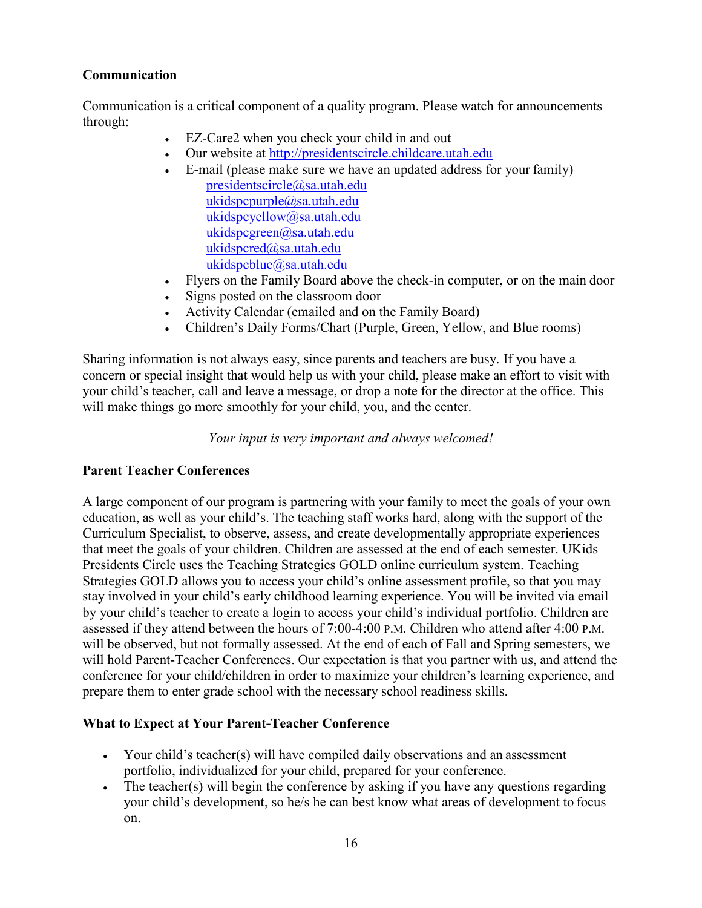**Communication**

Communication is a critical component of a quality program. Please watch for announcements through:

- EZ-Care2 when you check your child in and out
- Our website at http://presidentscircle.childcare.utah.edu
- E-mail (please make sure we have an updated address for your family)
  - presidentscircle@sa.utah.edu
  - ukidspcpurple@sa.utah.edu
  - ukidspcyellow@sa.utah.edu
  - ukidspcgreen@sa.utah.edu
  - ukidspcred@sa.utah.edu
  - ukidspcblue@sa.utah.edu
- Flyers on the Family Board above the check-in computer, or on the main door
- Signs posted on the classroom door
- Activity Calendar (emailed and on the Family Board)
- Children's Daily Forms/Chart (Purple, Green, Yellow, and Blue rooms)

Sharing information is not always easy, since parents and teachers are busy. If you have a concern or special insight that would help us with your child, please make an effort to visit with your child's teacher, call and leave a message, or drop a note for the director at the office. This will make things go more smoothly for your child, you, and the center.

*Your input is very important and always welcomed!*

**Parent Teacher Conferences**

A large component of our program is partnering with your family to meet the goals of your own education, as well as your child's. The teaching staff works hard, along with the support of the Curriculum Specialist, to observe, assess, and create developmentally appropriate experiences that meet the goals of your children. Children are assessed at the end of each semester. UKids – Presidents Circle uses the Teaching Strategies GOLD online curriculum system. Teaching Strategies GOLD allows you to access your child's online assessment profile, so that you may stay involved in your child's early childhood learning experience. You will be invited via email by your child's teacher to create a login to access your child's individual portfolio. Children are assessed if they attend between the hours of 7:00-4:00 P.M. Children who attend after 4:00 P.M. will be observed, but not formally assessed. At the end of each of Fall and Spring semesters, we will hold Parent-Teacher Conferences. Our expectation is that you partner with us, and attend the conference for your child/children in order to maximize your children's learning experience, and prepare them to enter grade school with the necessary school readiness skills.

**What to Expect at Your Parent-Teacher Conference**

- Your child's teacher(s) will have compiled daily observations and an assessment portfolio, individualized for your child, prepared for your conference.
- The teacher(s) will begin the conference by asking if you have any questions regarding your child's development, so he/s he can best know what areas of development to focus on.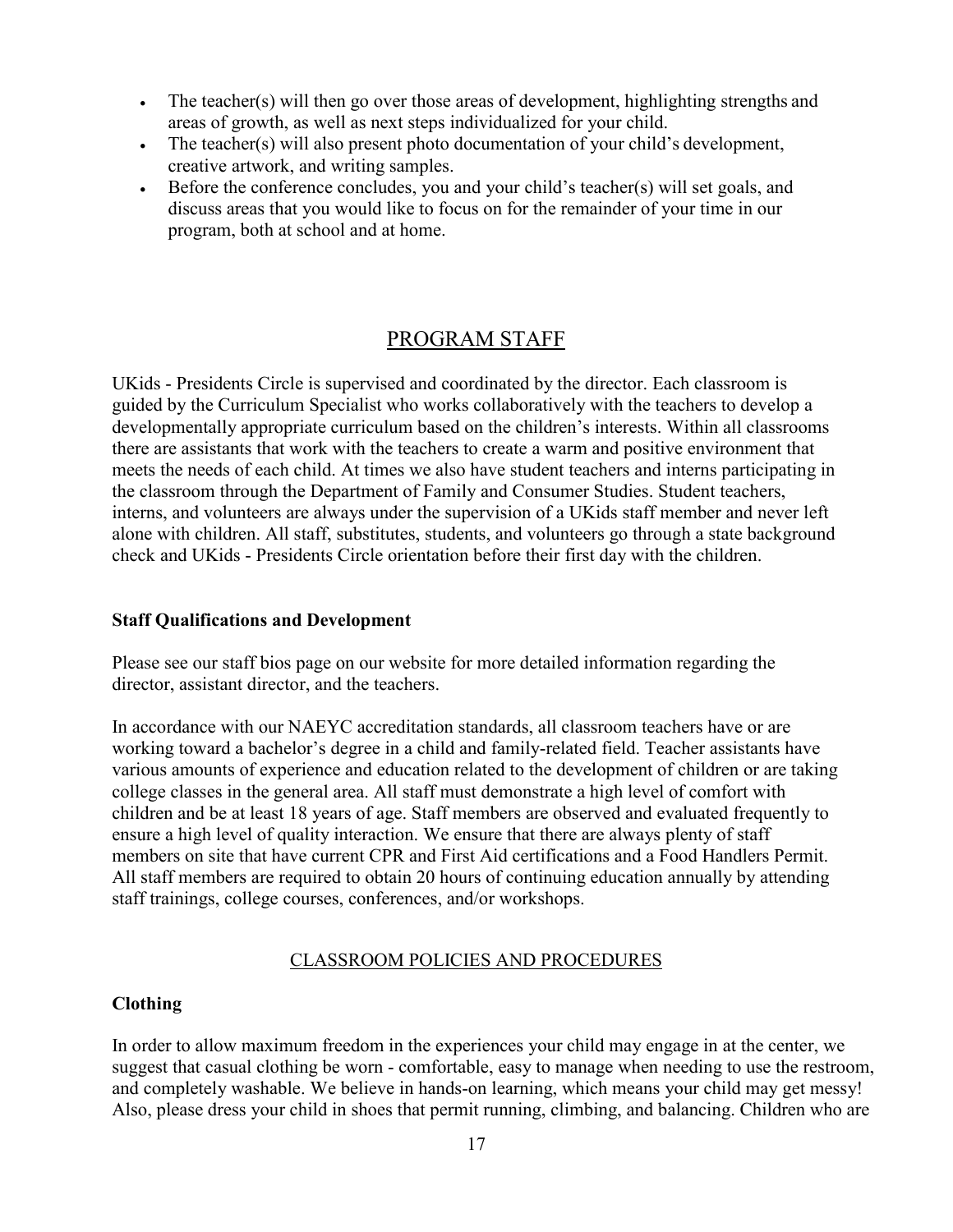- The teacher(s) will then go over those areas of development, highlighting strengths and areas of growth, as well as next steps individualized for your child.
- The teacher(s) will also present photo documentation of your child's development, creative artwork, and writing samples.
- Before the conference concludes, you and your child's teacher(s) will set goals, and discuss areas that you would like to focus on for the remainder of your time in our program, both at school and at home.

## PROGRAM STAFF

UKids - Presidents Circle is supervised and coordinated by the director. Each classroom is guided by the Curriculum Specialist who works collaboratively with the teachers to develop a developmentally appropriate curriculum based on the children's interests. Within all classrooms there are assistants that work with the teachers to create a warm and positive environment that meets the needs of each child. At times we also have student teachers and interns participating in the classroom through the Department of Family and Consumer Studies. Student teachers, interns, and volunteers are always under the supervision of a UKids staff member and never left alone with children. All staff, substitutes, students, and volunteers go through a state background check and UKids - Presidents Circle orientation before their first day with the children.

### Staff Qualifications and Development

Please see our staff bios page on our website for more detailed information regarding the director, assistant director, and the teachers.

In accordance with our NAEYC accreditation standards, all classroom teachers have or are working toward a bachelor's degree in a child and family-related field. Teacher assistants have various amounts of experience and education related to the development of children or are taking college classes in the general area. All staff must demonstrate a high level of comfort with children and be at least 18 years of age. Staff members are observed and evaluated frequently to ensure a high level of quality interaction. We ensure that there are always plenty of staff members on site that have current CPR and First Aid certifications and a Food Handlers Permit. All staff members are required to obtain 20 hours of continuing education annually by attending staff trainings, college courses, conferences, and/or workshops.

## CLASSROOM POLICIES AND PROCEDURES

### Clothing

In order to allow maximum freedom in the experiences your child may engage in at the center, we suggest that casual clothing be worn - comfortable, easy to manage when needing to use the restroom, and completely washable. We believe in hands-on learning, which means your child may get messy! Also, please dress your child in shoes that permit running, climbing, and balancing. Children who are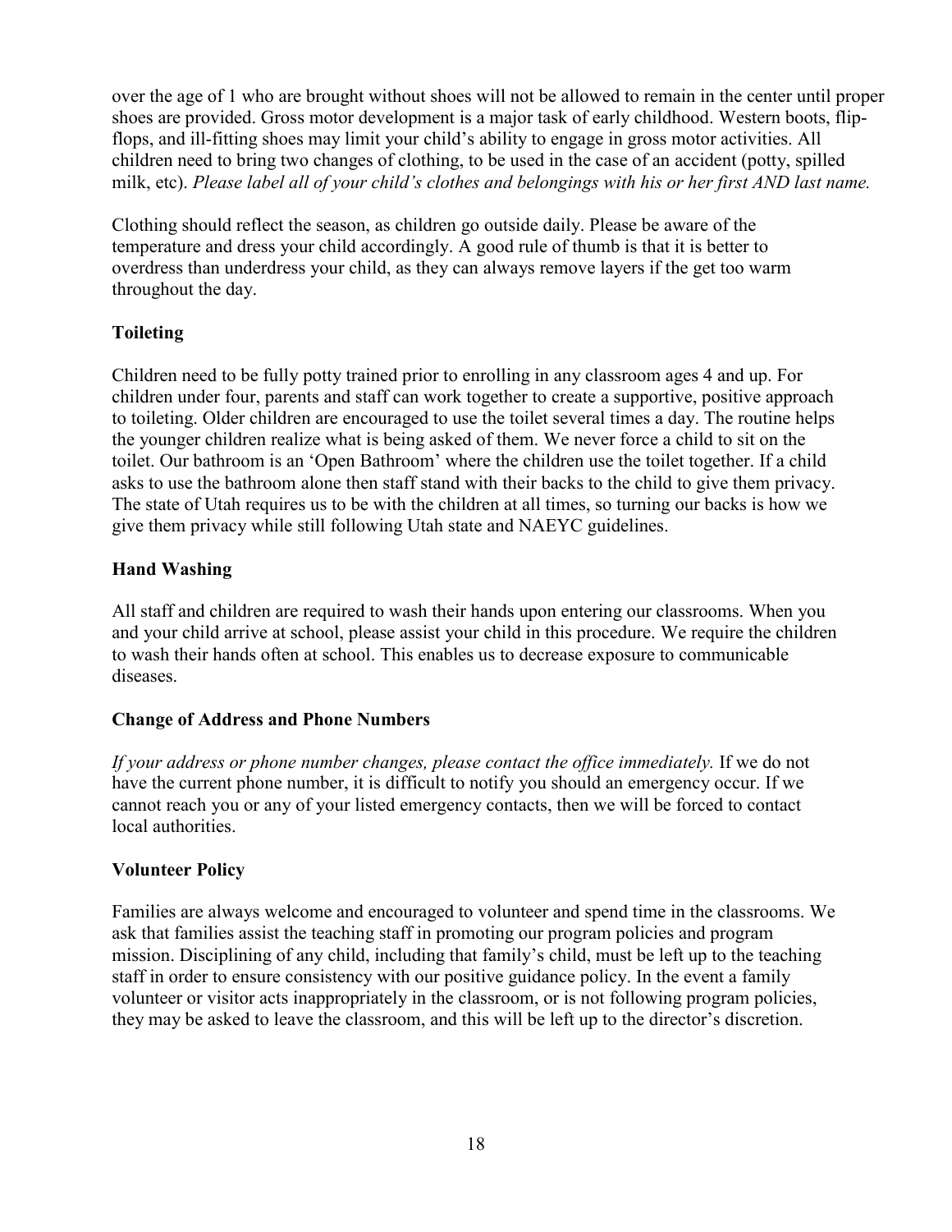over the age of 1 who are brought without shoes will not be allowed to remain in the center until proper shoes are provided. Gross motor development is a major task of early childhood. Western boots, flip-flops, and ill-fitting shoes may limit your child's ability to engage in gross motor activities. All children need to bring two changes of clothing, to be used in the case of an accident (potty, spilled milk, etc). *Please label all of your child's clothes and belongings with his or her first AND last name.*

Clothing should reflect the season, as children go outside daily. Please be aware of the temperature and dress your child accordingly. A good rule of thumb is that it is better to overdress than underdress your child, as they can always remove layers if the get too warm throughout the day.

**Toileting**

Children need to be fully potty trained prior to enrolling in any classroom ages 4 and up. For children under four, parents and staff can work together to create a supportive, positive approach to toileting. Older children are encouraged to use the toilet several times a day. The routine helps the younger children realize what is being asked of them. We never force a child to sit on the toilet. Our bathroom is an 'Open Bathroom' where the children use the toilet together. If a child asks to use the bathroom alone then staff stand with their backs to the child to give them privacy. The state of Utah requires us to be with the children at all times, so turning our backs is how we give them privacy while still following Utah state and NAEYC guidelines.

**Hand Washing**

All staff and children are required to wash their hands upon entering our classrooms. When you and your child arrive at school, please assist your child in this procedure. We require the children to wash their hands often at school. This enables us to decrease exposure to communicable diseases.

**Change of Address and Phone Numbers**

*If your address or phone number changes, please contact the office immediately.* If we do not have the current phone number, it is difficult to notify you should an emergency occur. If we cannot reach you or any of your listed emergency contacts, then we will be forced to contact local authorities.

**Volunteer Policy**

Families are always welcome and encouraged to volunteer and spend time in the classrooms. We ask that families assist the teaching staff in promoting our program policies and program mission. Disciplining of any child, including that family's child, must be left up to the teaching staff in order to ensure consistency with our positive guidance policy. In the event a family volunteer or visitor acts inappropriately in the classroom, or is not following program policies, they may be asked to leave the classroom, and this will be left up to the director's discretion.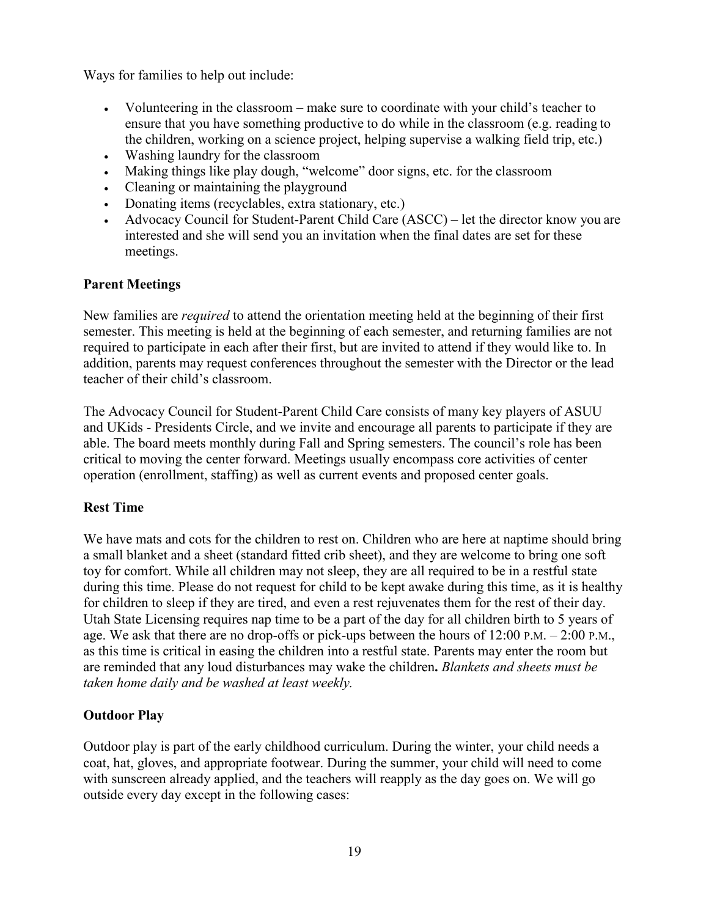Ways for families to help out include:

- Volunteering in the classroom – make sure to coordinate with your child's teacher to ensure that you have something productive to do while in the classroom (e.g. reading to the children, working on a science project, helping supervise a walking field trip, etc.)
- Washing laundry for the classroom
- Making things like play dough, "welcome" door signs, etc. for the classroom
- Cleaning or maintaining the playground
- Donating items (recyclables, extra stationary, etc.)
- Advocacy Council for Student-Parent Child Care (ASCC) – let the director know you are interested and she will send you an invitation when the final dates are set for these meetings.

**Parent Meetings**

New families are *required* to attend the orientation meeting held at the beginning of their first semester. This meeting is held at the beginning of each semester, and returning families are not required to participate in each after their first, but are invited to attend if they would like to. In addition, parents may request conferences throughout the semester with the Director or the lead teacher of their child's classroom.

The Advocacy Council for Student-Parent Child Care consists of many key players of ASUU and UKids - Presidents Circle, and we invite and encourage all parents to participate if they are able. The board meets monthly during Fall and Spring semesters. The council's role has been critical to moving the center forward. Meetings usually encompass core activities of center operation (enrollment, staffing) as well as current events and proposed center goals.

**Rest Time**

We have mats and cots for the children to rest on. Children who are here at naptime should bring a small blanket and a sheet (standard fitted crib sheet), and they are welcome to bring one soft toy for comfort. While all children may not sleep, they are all required to be in a restful state during this time. Please do not request for child to be kept awake during this time, as it is healthy for children to sleep if they are tired, and even a rest rejuvenates them for the rest of their day. Utah State Licensing requires nap time to be a part of the day for all children birth to 5 years of age. We ask that there are no drop-offs or pick-ups between the hours of 12:00 P.M. – 2:00 P.M., as this time is critical in easing the children into a restful state. Parents may enter the room but are reminded that any loud disturbances may wake the children**.** *Blankets and sheets must be taken home daily and be washed at least weekly.*

**Outdoor Play**

Outdoor play is part of the early childhood curriculum. During the winter, your child needs a coat, hat, gloves, and appropriate footwear. During the summer, your child will need to come with sunscreen already applied, and the teachers will reapply as the day goes on. We will go outside every day except in the following cases: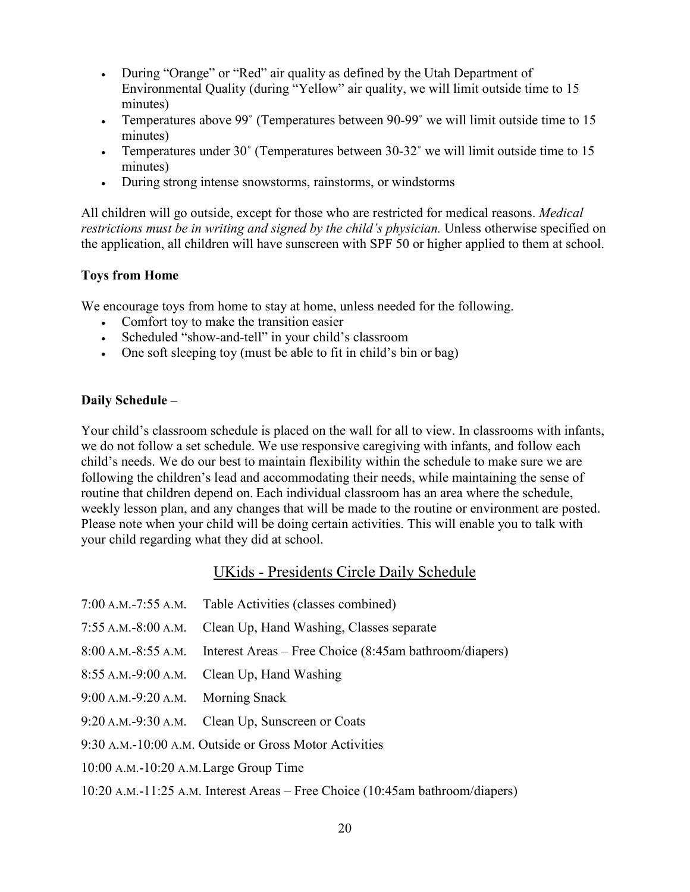- During "Orange" or "Red" air quality as defined by the Utah Department of Environmental Quality (during "Yellow" air quality, we will limit outside time to 15 minutes)
- Temperatures above 99˚ (Temperatures between 90-99˚ we will limit outside time to 15 minutes)
- Temperatures under 30˚ (Temperatures between 30-32˚ we will limit outside time to 15 minutes)
- During strong intense snowstorms, rainstorms, or windstorms

All children will go outside, except for those who are restricted for medical reasons. *Medical restrictions must be in writing and signed by the child's physician.* Unless otherwise specified on the application, all children will have sunscreen with SPF 50 or higher applied to them at school.

**Toys from Home**

We encourage toys from home to stay at home, unless needed for the following.

- Comfort toy to make the transition easier
- Scheduled "show-and-tell" in your child's classroom
- One soft sleeping toy (must be able to fit in child's bin or bag)

**Daily Schedule –**

Your child's classroom schedule is placed on the wall for all to view. In classrooms with infants, we do not follow a set schedule. We use responsive caregiving with infants, and follow each child's needs. We do our best to maintain flexibility within the schedule to make sure we are following the children's lead and accommodating their needs, while maintaining the sense of routine that children depend on. Each individual classroom has an area where the schedule, weekly lesson plan, and any changes that will be made to the routine or environment are posted. Please note when your child will be doing certain activities. This will enable you to talk with your child regarding what they did at school.

## UKids - Presidents Circle Daily Schedule

7:00 A.M.-7:55 A.M. Table Activities (classes combined)

7:55 A.M.-8:00 A.M. Clean Up, Hand Washing, Classes separate

8:00 A.M.-8:55 A.M. Interest Areas – Free Choice (8:45am bathroom/diapers)

8:55 A.M.-9:00 A.M. Clean Up, Hand Washing

9:00 A.M.-9:20 A.M. Morning Snack

9:20 A.M.-9:30 A.M. Clean Up, Sunscreen or Coats

9:30 A.M.-10:00 A.M. Outside or Gross Motor Activities

10:00 A.M.-10:20 A.M. Large Group Time

10:20 A.M.-11:25 A.M. Interest Areas – Free Choice (10:45am bathroom/diapers)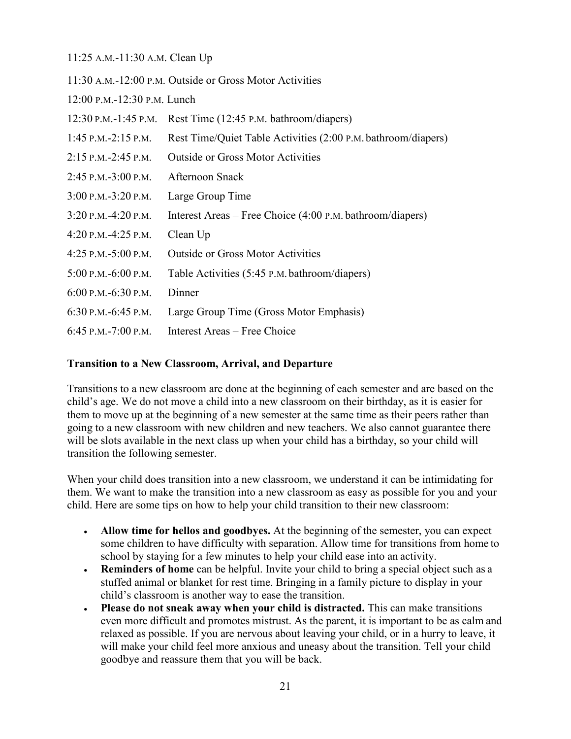11:25 A.M.-11:30 A.M. Clean Up

11:30 A.M.-12:00 P.M. Outside or Gross Motor Activities

12:00 P.M.-12:30 P.M. Lunch

12:30 P.M.-1:45 P.M. Rest Time (12:45 P.M. bathroom/diapers)

1:45 P.M.-2:15 P.M. Rest Time/Quiet Table Activities (2:00 P.M. bathroom/diapers)

2:15 P.M.-2:45 P.M. Outside or Gross Motor Activities

2:45 P.M.-3:00 P.M. Afternoon Snack

3:00 P.M.-3:20 P.M. Large Group Time

3:20 P.M.-4:20 P.M. Interest Areas – Free Choice (4:00 P.M. bathroom/diapers)

4:20 P.M.-4:25 P.M. Clean Up

4:25 P.M.-5:00 P.M. Outside or Gross Motor Activities

5:00 P.M.-6:00 P.M. Table Activities (5:45 P.M. bathroom/diapers)

6:00 P.M.-6:30 P.M. Dinner

6:30 P.M.-6:45 P.M. Large Group Time (Gross Motor Emphasis)

6:45 P.M.-7:00 P.M. Interest Areas – Free Choice

**Transition to a New Classroom, Arrival, and Departure**

Transitions to a new classroom are done at the beginning of each semester and are based on the child's age. We do not move a child into a new classroom on their birthday, as it is easier for them to move up at the beginning of a new semester at the same time as their peers rather than going to a new classroom with new children and new teachers. We also cannot guarantee there will be slots available in the next class up when your child has a birthday, so your child will transition the following semester.

When your child does transition into a new classroom, we understand it can be intimidating for them. We want to make the transition into a new classroom as easy as possible for you and your child. Here are some tips on how to help your child transition to their new classroom:

- **Allow time for hellos and goodbyes.** At the beginning of the semester, you can expect some children to have difficulty with separation. Allow time for transitions from home to school by staying for a few minutes to help your child ease into an activity.
- **Reminders of home** can be helpful. Invite your child to bring a special object such as a stuffed animal or blanket for rest time. Bringing in a family picture to display in your child's classroom is another way to ease the transition.
- **Please do not sneak away when your child is distracted.** This can make transitions even more difficult and promotes mistrust. As the parent, it is important to be as calm and relaxed as possible. If you are nervous about leaving your child, or in a hurry to leave, it will make your child feel more anxious and uneasy about the transition. Tell your child goodbye and reassure them that you will be back.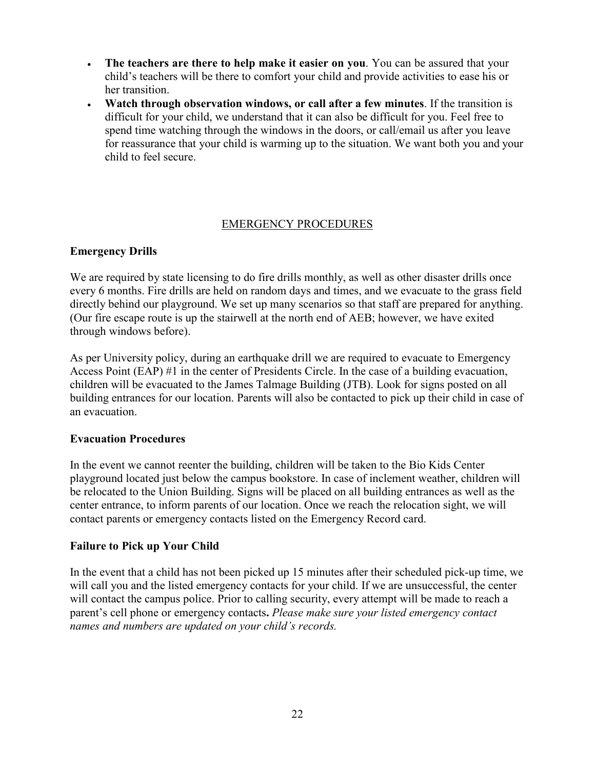- **The teachers are there to help make it easier on you**. You can be assured that your child's teachers will be there to comfort your child and provide activities to ease his or her transition.
- **Watch through observation windows, or call after a few minutes**. If the transition is difficult for your child, we understand that it can also be difficult for you. Feel free to spend time watching through the windows in the doors, or call/email us after you leave for reassurance that your child is warming up to the situation. We want both you and your child to feel secure.

## EMERGENCY PROCEDURES

### Emergency Drills

We are required by state licensing to do fire drills monthly, as well as other disaster drills once every 6 months. Fire drills are held on random days and times, and we evacuate to the grass field directly behind our playground. We set up many scenarios so that staff are prepared for anything. (Our fire escape route is up the stairwell at the north end of AEB; however, we have exited through windows before).

As per University policy, during an earthquake drill we are required to evacuate to Emergency Access Point (EAP) #1 in the center of Presidents Circle. In the case of a building evacuation, children will be evacuated to the James Talmage Building (JTB). Look for signs posted on all building entrances for our location. Parents will also be contacted to pick up their child in case of an evacuation.

### Evacuation Procedures

In the event we cannot reenter the building, children will be taken to the Bio Kids Center playground located just below the campus bookstore. In case of inclement weather, children will be relocated to the Union Building. Signs will be placed on all building entrances as well as the center entrance, to inform parents of our location. Once we reach the relocation sight, we will contact parents or emergency contacts listed on the Emergency Record card.

### Failure to Pick up Your Child

In the event that a child has not been picked up 15 minutes after their scheduled pick-up time, we will call you and the listed emergency contacts for your child. If we are unsuccessful, the center will contact the campus police. Prior to calling security, every attempt will be made to reach a parent's cell phone or emergency contacts**.** *Please make sure your listed emergency contact names and numbers are updated on your child's records.*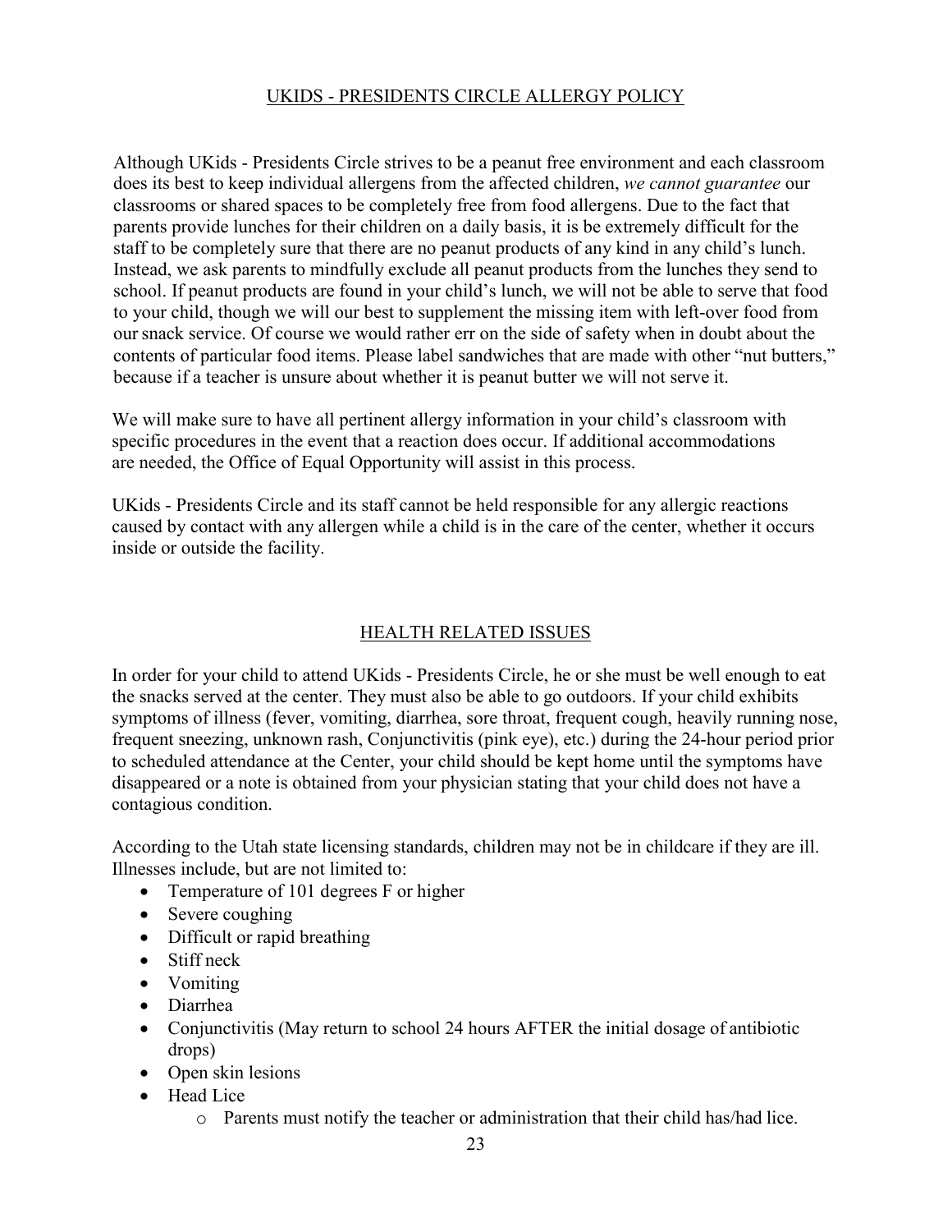## UKIDS - PRESIDENTS CIRCLE ALLERGY POLICY

Although UKids - Presidents Circle strives to be a peanut free environment and each classroom does its best to keep individual allergens from the affected children, *we cannot guarantee* our classrooms or shared spaces to be completely free from food allergens. Due to the fact that parents provide lunches for their children on a daily basis, it is be extremely difficult for the staff to be completely sure that there are no peanut products of any kind in any child's lunch. Instead, we ask parents to mindfully exclude all peanut products from the lunches they send to school. If peanut products are found in your child's lunch, we will not be able to serve that food to your child, though we will our best to supplement the missing item with left-over food from our snack service. Of course we would rather err on the side of safety when in doubt about the contents of particular food items. Please label sandwiches that are made with other "nut butters," because if a teacher is unsure about whether it is peanut butter we will not serve it.

We will make sure to have all pertinent allergy information in your child's classroom with specific procedures in the event that a reaction does occur. If additional accommodations are needed, the Office of Equal Opportunity will assist in this process.

UKids - Presidents Circle and its staff cannot be held responsible for any allergic reactions caused by contact with any allergen while a child is in the care of the center, whether it occurs inside or outside the facility.

## HEALTH RELATED ISSUES

In order for your child to attend UKids - Presidents Circle, he or she must be well enough to eat the snacks served at the center. They must also be able to go outdoors. If your child exhibits symptoms of illness (fever, vomiting, diarrhea, sore throat, frequent cough, heavily running nose, frequent sneezing, unknown rash, Conjunctivitis (pink eye), etc.) during the 24-hour period prior to scheduled attendance at the Center, your child should be kept home until the symptoms have disappeared or a note is obtained from your physician stating that your child does not have a contagious condition.

According to the Utah state licensing standards, children may not be in childcare if they are ill. Illnesses include, but are not limited to:

- Temperature of 101 degrees F or higher
- Severe coughing
- Difficult or rapid breathing
- Stiff neck
- Vomiting
- Diarrhea
- Conjunctivitis (May return to school 24 hours AFTER the initial dosage of antibiotic drops)
- Open skin lesions
- Head Lice
    - Parents must notify the teacher or administration that their child has/had lice.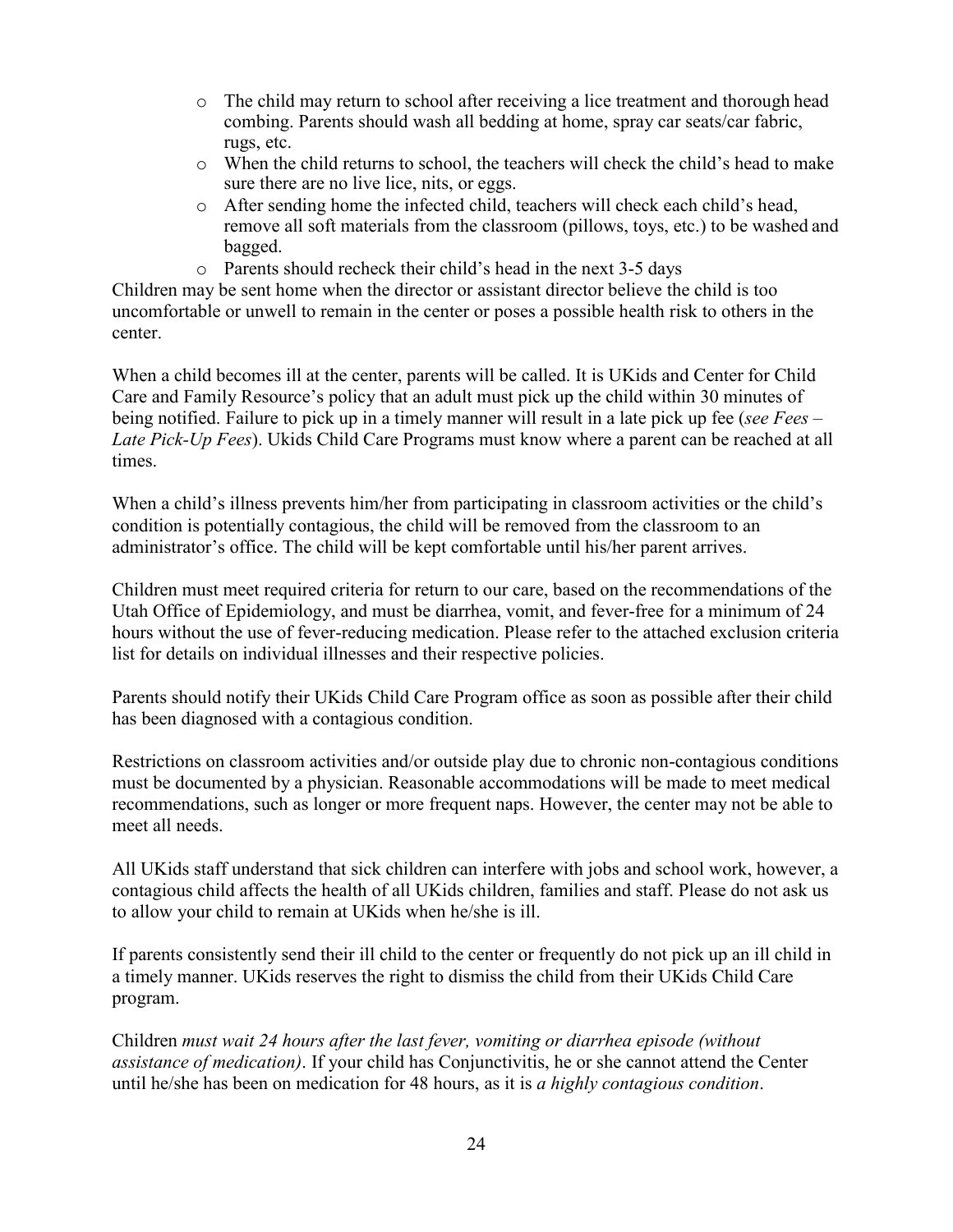- The child may return to school after receiving a lice treatment and thorough head combing. Parents should wash all bedding at home, spray car seats/car fabric, rugs, etc.
- When the child returns to school, the teachers will check the child's head to make sure there are no live lice, nits, or eggs.
- After sending home the infected child, teachers will check each child's head, remove all soft materials from the classroom (pillows, toys, etc.) to be washed and bagged.
- Parents should recheck their child's head in the next 3-5 days

Children may be sent home when the director or assistant director believe the child is too uncomfortable or unwell to remain in the center or poses a possible health risk to others in the center.

When a child becomes ill at the center, parents will be called. It is UKids and Center for Child Care and Family Resource's policy that an adult must pick up the child within 30 minutes of being notified. Failure to pick up in a timely manner will result in a late pick up fee (*see Fees – Late Pick-Up Fees*). Ukids Child Care Programs must know where a parent can be reached at all times.

When a child's illness prevents him/her from participating in classroom activities or the child's condition is potentially contagious, the child will be removed from the classroom to an administrator's office. The child will be kept comfortable until his/her parent arrives.

Children must meet required criteria for return to our care, based on the recommendations of the Utah Office of Epidemiology, and must be diarrhea, vomit, and fever-free for a minimum of 24 hours without the use of fever-reducing medication. Please refer to the attached exclusion criteria list for details on individual illnesses and their respective policies.

Parents should notify their UKids Child Care Program office as soon as possible after their child has been diagnosed with a contagious condition.

Restrictions on classroom activities and/or outside play due to chronic non-contagious conditions must be documented by a physician. Reasonable accommodations will be made to meet medical recommendations, such as longer or more frequent naps. However, the center may not be able to meet all needs.

All UKids staff understand that sick children can interfere with jobs and school work, however, a contagious child affects the health of all UKids children, families and staff. Please do not ask us to allow your child to remain at UKids when he/she is ill.

If parents consistently send their ill child to the center or frequently do not pick up an ill child in a timely manner. UKids reserves the right to dismiss the child from their UKids Child Care program.

Children *must wait 24 hours after the last fever, vomiting or diarrhea episode (without assistance of medication)*. If your child has Conjunctivitis, he or she cannot attend the Center until he/she has been on medication for 48 hours, as it is *a highly contagious condition*.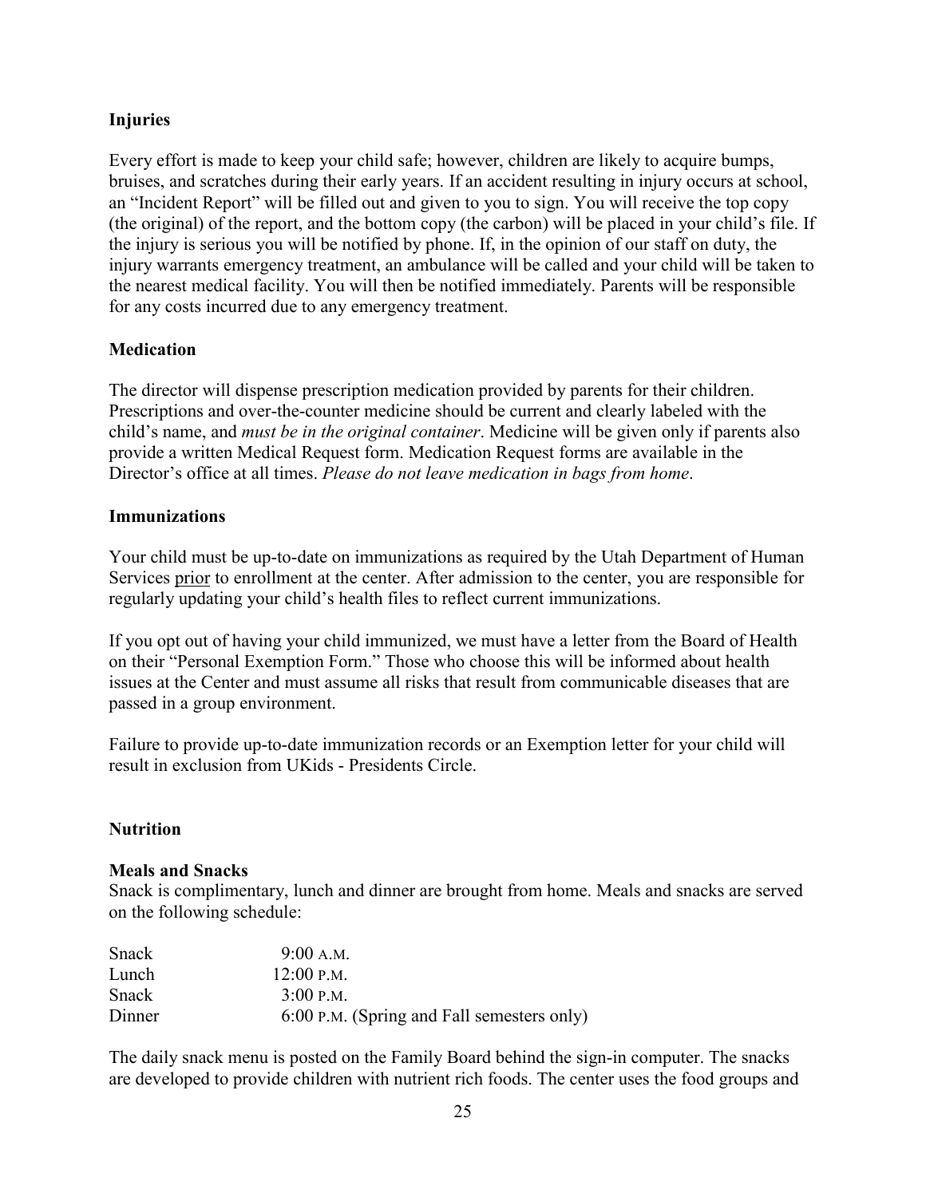**Injuries**

Every effort is made to keep your child safe; however, children are likely to acquire bumps, bruises, and scratches during their early years. If an accident resulting in injury occurs at school, an "Incident Report" will be filled out and given to you to sign. You will receive the top copy (the original) of the report, and the bottom copy (the carbon) will be placed in your child's file. If the injury is serious you will be notified by phone. If, in the opinion of our staff on duty, the injury warrants emergency treatment, an ambulance will be called and your child will be taken to the nearest medical facility. You will then be notified immediately. Parents will be responsible for any costs incurred due to any emergency treatment.

**Medication**

The director will dispense prescription medication provided by parents for their children. Prescriptions and over-the-counter medicine should be current and clearly labeled with the child's name, and *must be in the original container*. Medicine will be given only if parents also provide a written Medical Request form. Medication Request forms are available in the Director's office at all times. *Please do not leave medication in bags from home*.

**Immunizations**

Your child must be up-to-date on immunizations as required by the Utah Department of Human Services prior to enrollment at the center. After admission to the center, you are responsible for regularly updating your child's health files to reflect current immunizations.

If you opt out of having your child immunized, we must have a letter from the Board of Health on their "Personal Exemption Form." Those who choose this will be informed about health issues at the Center and must assume all risks that result from communicable diseases that are passed in a group environment.

Failure to provide up-to-date immunization records or an Exemption letter for your child will result in exclusion from UKids - Presidents Circle.

**Nutrition**

**Meals and Snacks**

Snack is complimentary, lunch and dinner are brought from home. Meals and snacks are served on the following schedule:

| | |
|---|---|
| Snack | 9:00 A.M. |
| Lunch | 12:00 P.M. |
| Snack | 3:00 P.M. |
| Dinner | 6:00 P.M. (Spring and Fall semesters only) |

The daily snack menu is posted on the Family Board behind the sign-in computer. The snacks are developed to provide children with nutrient rich foods. The center uses the food groups and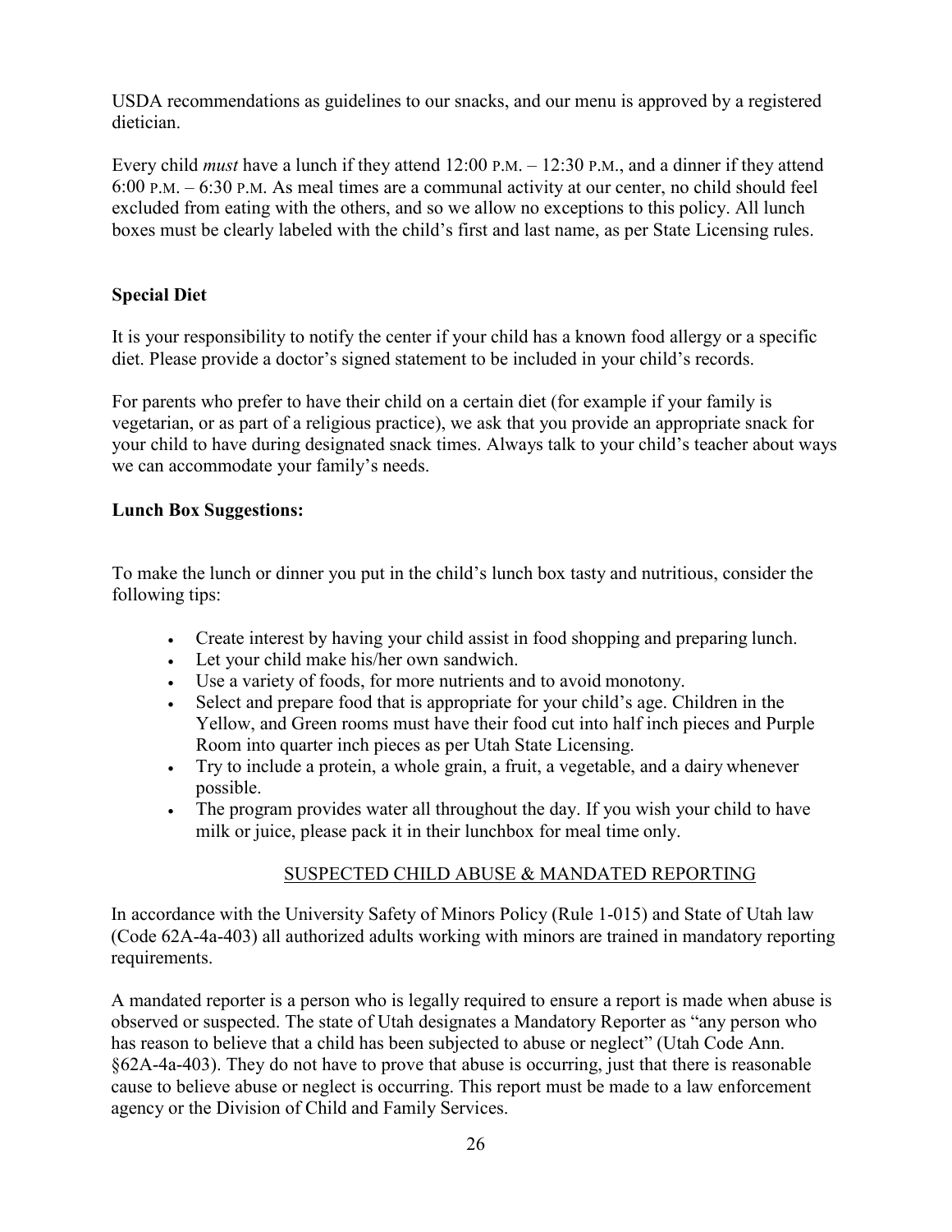USDA recommendations as guidelines to our snacks, and our menu is approved by a registered dietician.

Every child *must* have a lunch if they attend 12:00 P.M. – 12:30 P.M., and a dinner if they attend 6:00 P.M. – 6:30 P.M. As meal times are a communal activity at our center, no child should feel excluded from eating with the others, and so we allow no exceptions to this policy. All lunch boxes must be clearly labeled with the child's first and last name, as per State Licensing rules.

**Special Diet**

It is your responsibility to notify the center if your child has a known food allergy or a specific diet. Please provide a doctor's signed statement to be included in your child's records.

For parents who prefer to have their child on a certain diet (for example if your family is vegetarian, or as part of a religious practice), we ask that you provide an appropriate snack for your child to have during designated snack times. Always talk to your child's teacher about ways we can accommodate your family's needs.

**Lunch Box Suggestions:**

To make the lunch or dinner you put in the child's lunch box tasty and nutritious, consider the following tips:

- Create interest by having your child assist in food shopping and preparing lunch.
- Let your child make his/her own sandwich.
- Use a variety of foods, for more nutrients and to avoid monotony.
- Select and prepare food that is appropriate for your child's age. Children in the Yellow, and Green rooms must have their food cut into half inch pieces and Purple Room into quarter inch pieces as per Utah State Licensing.
- Try to include a protein, a whole grain, a fruit, a vegetable, and a dairy whenever possible.
- The program provides water all throughout the day. If you wish your child to have milk or juice, please pack it in their lunchbox for meal time only.

## SUSPECTED CHILD ABUSE & MANDATED REPORTING

In accordance with the University Safety of Minors Policy (Rule 1-015) and State of Utah law (Code 62A-4a-403) all authorized adults working with minors are trained in mandatory reporting requirements.

A mandated reporter is a person who is legally required to ensure a report is made when abuse is observed or suspected. The state of Utah designates a Mandatory Reporter as "any person who has reason to believe that a child has been subjected to abuse or neglect" (Utah Code Ann. §62A-4a-403). They do not have to prove that abuse is occurring, just that there is reasonable cause to believe abuse or neglect is occurring. This report must be made to a law enforcement agency or the Division of Child and Family Services.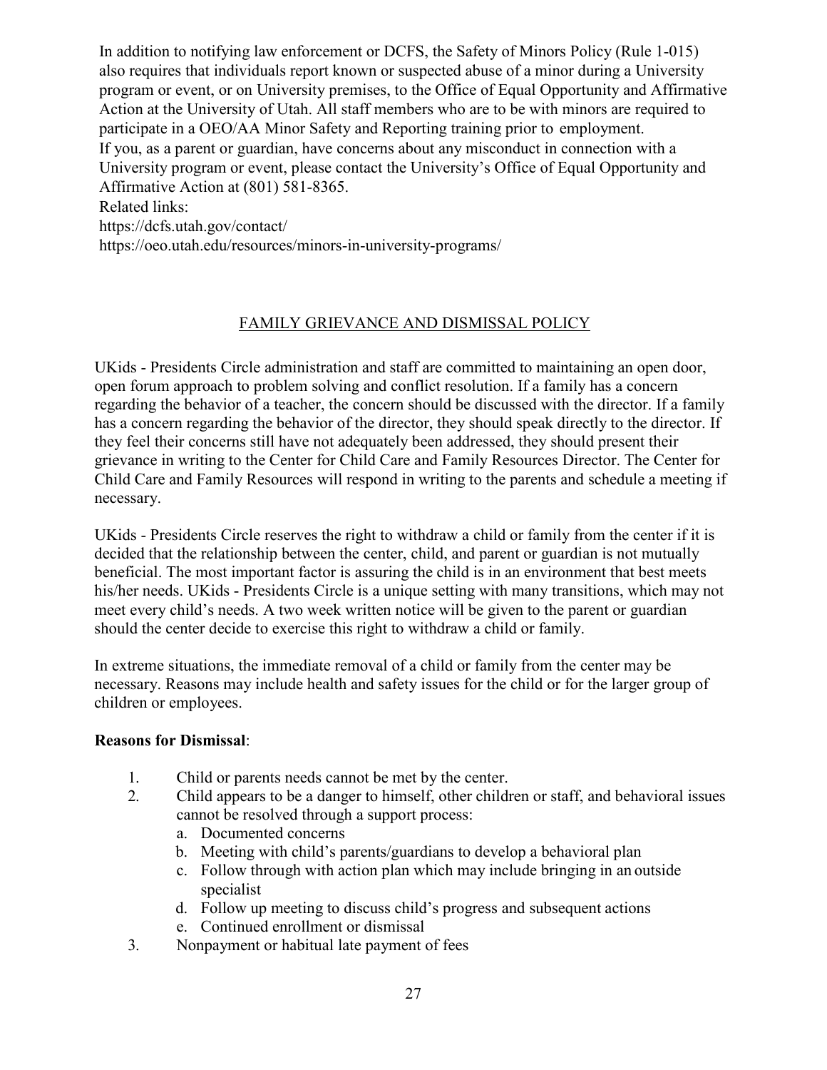In addition to notifying law enforcement or DCFS, the Safety of Minors Policy (Rule 1-015) also requires that individuals report known or suspected abuse of a minor during a University program or event, or on University premises, to the Office of Equal Opportunity and Affirmative Action at the University of Utah. All staff members who are to be with minors are required to participate in a OEO/AA Minor Safety and Reporting training prior to employment.

If you, as a parent or guardian, have concerns about any misconduct in connection with a University program or event, please contact the University's Office of Equal Opportunity and Affirmative Action at (801) 581-8365.

Related links:

https://dcfs.utah.gov/contact/

https://oeo.utah.edu/resources/minors-in-university-programs/

## FAMILY GRIEVANCE AND DISMISSAL POLICY

UKids - Presidents Circle administration and staff are committed to maintaining an open door, open forum approach to problem solving and conflict resolution. If a family has a concern regarding the behavior of a teacher, the concern should be discussed with the director. If a family has a concern regarding the behavior of the director, they should speak directly to the director. If they feel their concerns still have not adequately been addressed, they should present their grievance in writing to the Center for Child Care and Family Resources Director. The Center for Child Care and Family Resources will respond in writing to the parents and schedule a meeting if necessary.

UKids - Presidents Circle reserves the right to withdraw a child or family from the center if it is decided that the relationship between the center, child, and parent or guardian is not mutually beneficial. The most important factor is assuring the child is in an environment that best meets his/her needs. UKids - Presidents Circle is a unique setting with many transitions, which may not meet every child's needs. A two week written notice will be given to the parent or guardian should the center decide to exercise this right to withdraw a child or family.

In extreme situations, the immediate removal of a child or family from the center may be necessary. Reasons may include health and safety issues for the child or for the larger group of children or employees.

**Reasons for Dismissal**:

1. Child or parents needs cannot be met by the center.
2. Child appears to be a danger to himself, other children or staff, and behavioral issues cannot be resolved through a support process:
   a. Documented concerns
   b. Meeting with child's parents/guardians to develop a behavioral plan
   c. Follow through with action plan which may include bringing in an outside specialist
   d. Follow up meeting to discuss child's progress and subsequent actions
   e. Continued enrollment or dismissal
3. Nonpayment or habitual late payment of fees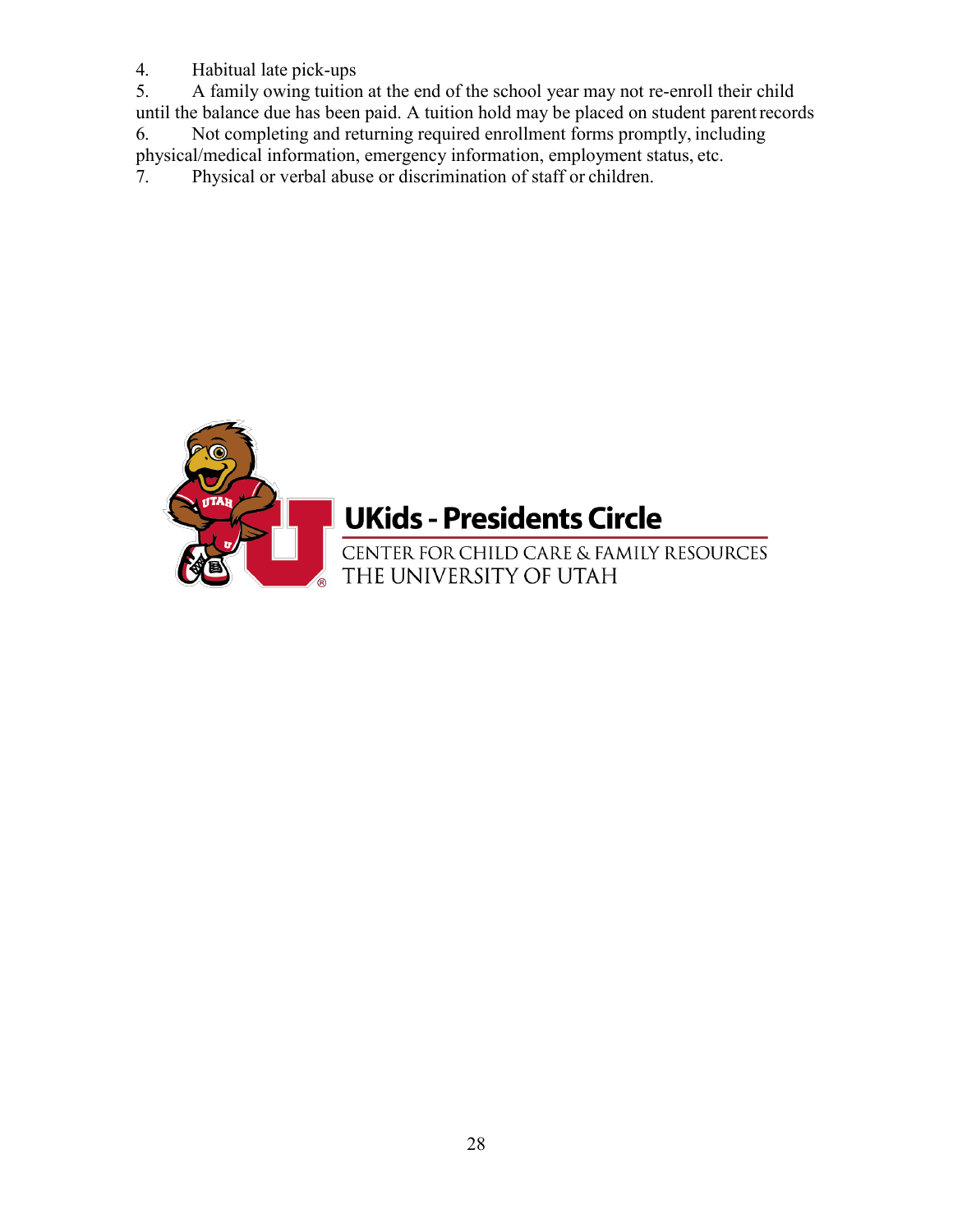4. Habitual late pick-ups
5. A family owing tuition at the end of the school year may not re-enroll their child until the balance due has been paid. A tuition hold may be placed on student parent records
6. Not completing and returning required enrollment forms promptly, including physical/medical information, emergency information, employment status, etc.
7. Physical or verbal abuse or discrimination of staff or children.

UKids - Presidents Circle

CENTER FOR CHILD CARE & FAMILY RESOURCES
THE UNIVERSITY OF UTAH